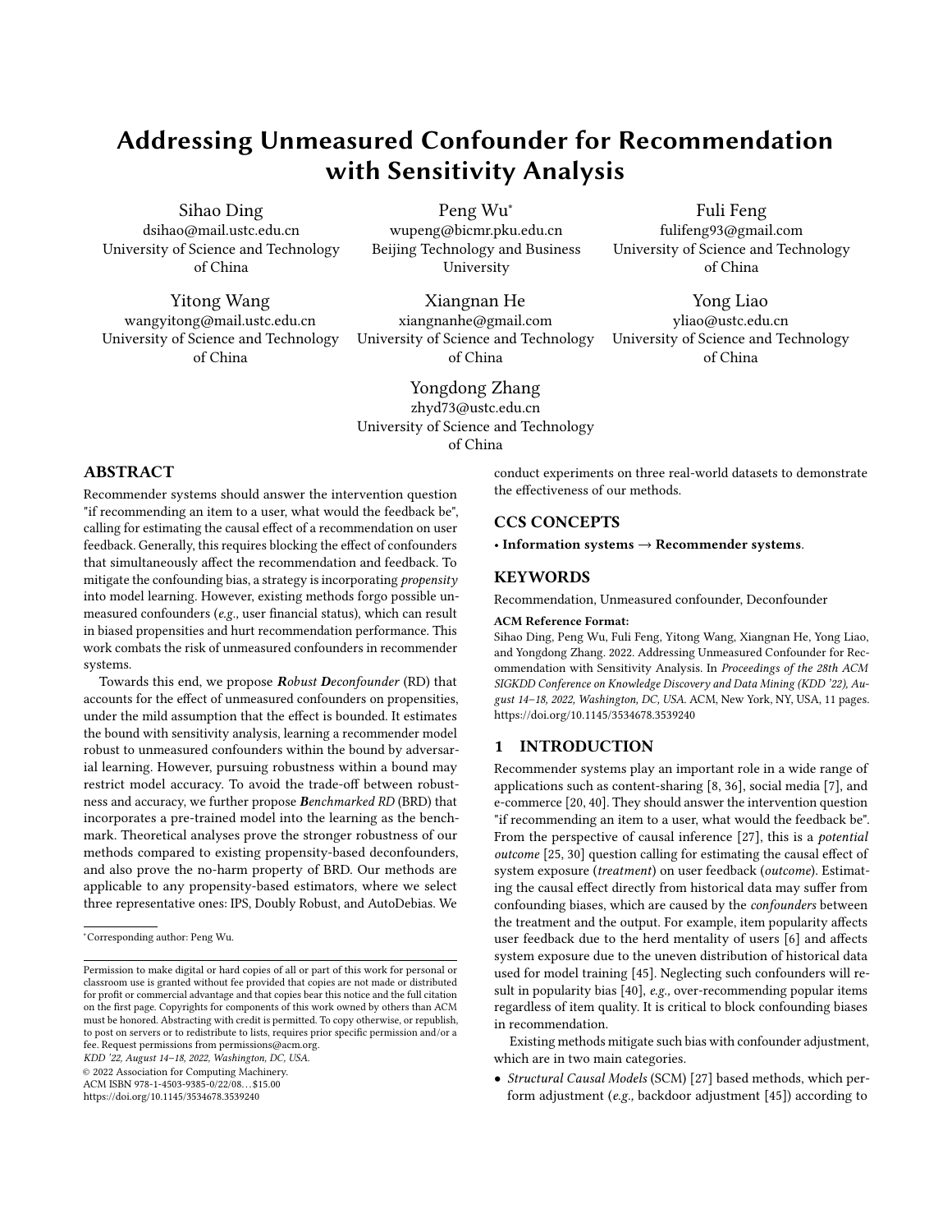# Addressing Unmeasured Confounder for Recommendation with Sensitivity Analysis

Sihao Ding
dsihao@mail.ustc.edu.cn
University of Science and Technology of China

Peng Wu*
wupeng@bicmr.pku.edu.cn
Beijing Technology and Business University

Fuli Feng
fulifeng93@gmail.com
University of Science and Technology of China

Yitong Wang
wangyitong@mail.ustc.edu.cn
University of Science and Technology of China

Xiangnan He
xiangnanhe@gmail.com
University of Science and Technology of China

Yong Liao
yliao@ustc.edu.cn
University of Science and Technology of China

Yongdong Zhang
zhyd73@ustc.edu.cn
University of Science and Technology of China

## ABSTRACT

Recommender systems should answer the intervention question "if recommending an item to a user, what would the feedback be", calling for estimating the causal effect of a recommendation on user feedback. Generally, this requires blocking the effect of confounders that simultaneously affect the recommendation and feedback. To mitigate the confounding bias, a strategy is incorporating *propensity* into model learning. However, existing methods forgo possible unmeasured confounders (*e.g.,* user financial status), which can result in biased propensities and hurt recommendation performance. This work combats the risk of unmeasured confounders in recommender systems.

Towards this end, we propose ***R**obust **D**econfounder* (RD) that accounts for the effect of unmeasured confounders on propensities, under the mild assumption that the effect is bounded. It estimates the bound with sensitivity analysis, learning a recommender model robust to unmeasured confounders within the bound by adversarial learning. However, pursuing robustness within a bound may restrict model accuracy. To avoid the trade-off between robustness and accuracy, we further propose ***B**enchmarked RD* (BRD) that incorporates a pre-trained model into the learning as the benchmark. Theoretical analyses prove the stronger robustness of our methods compared to existing propensity-based deconfounders, and also prove the no-harm property of BRD. Our methods are applicable to any propensity-based estimators, where we select three representative ones: IPS, Doubly Robust, and AutoDebias. We conduct experiments on three real-world datasets to demonstrate the effectiveness of our methods.

## CCS CONCEPTS

• **Information systems** → **Recommender systems**.

## KEYWORDS

Recommendation, Unmeasured confounder, Deconfounder

**ACM Reference Format:**
Sihao Ding, Peng Wu, Fuli Feng, Yitong Wang, Xiangnan He, Yong Liao, and Yongdong Zhang. 2022. Addressing Unmeasured Confounder for Recommendation with Sensitivity Analysis. In *Proceedings of the 28th ACM SIGKDD Conference on Knowledge Discovery and Data Mining (KDD '22), August 14–18, 2022, Washington, DC, USA.* ACM, New York, NY, USA, 11 pages. https://doi.org/10.1145/3534678.3539240

## 1 INTRODUCTION

Recommender systems play an important role in a wide range of applications such as content-sharing [8, 36], social media [7], and e-commerce [20, 40]. They should answer the intervention question "if recommending an item to a user, what would the feedback be". From the perspective of causal inference [27], this is a *potential outcome* [25, 30] question calling for estimating the causal effect of system exposure (*treatment*) on user feedback (*outcome*). Estimating the causal effect directly from historical data may suffer from confounding biases, which are caused by the *confounders* between the treatment and the output. For example, item popularity affects user feedback due to the herd mentality of users [6] and affects system exposure due to the uneven distribution of historical data used for model training [45]. Neglecting such confounders will result in popularity bias [40], *e.g.,* over-recommending popular items regardless of item quality. It is critical to block confounding biases in recommendation.

Existing methods mitigate such bias with confounder adjustment, which are in two main categories.

- *Structural Causal Models* (SCM) [27] based methods, which perform adjustment (*e.g.,* backdoor adjustment [45]) according to

---

*Corresponding author: Peng Wu.

Permission to make digital or hard copies of all or part of this work for personal or classroom use is granted without fee provided that copies are not made or distributed for profit or commercial advantage and that copies bear this notice and the full citation on the first page. Copyrights for components of this work owned by others than ACM must be honored. Abstracting with credit is permitted. To copy otherwise, or republish, to post on servers or to redistribute to lists, requires prior specific permission and/or a fee. Request permissions from permissions@acm.org.
*KDD '22, August 14–18, 2022, Washington, DC, USA.*
© 2022 Association for Computing Machinery.
ACM ISBN 978-1-4503-9385-0/22/08…$15.00
https://doi.org/10.1145/3534678.3539240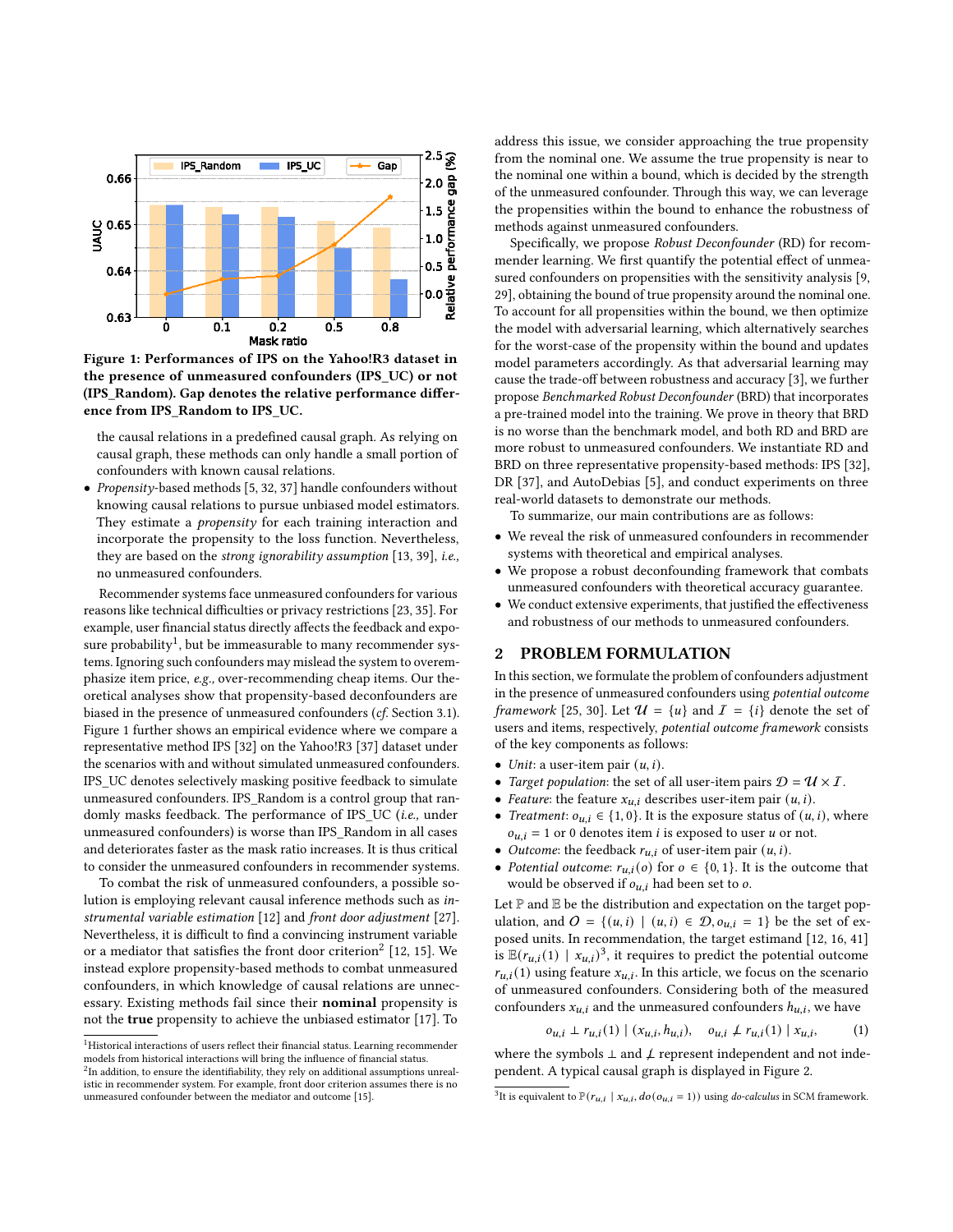Figure 1: Performances of IPS on the Yahoo!R3 dataset in the presence of unmeasured confounders (IPS_UC) or not (IPS_Random). Gap denotes the relative performance difference from IPS_Random to IPS_UC.

the causal relations in a predefined causal graph. As relying on causal graph, these methods can only handle a small portion of confounders with known causal relations.

- *Propensity*-based methods [5, 32, 37] handle confounders without knowing causal relations to pursue unbiased model estimators. They estimate a *propensity* for each training interaction and incorporate the propensity to the loss function. Nevertheless, they are based on the *strong ignorability assumption* [13, 39], *i.e.,* no unmeasured confounders.

Recommender systems face unmeasured confounders for various reasons like technical difficulties or privacy restrictions [23, 35]. For example, user financial status directly affects the feedback and exposure probability[1], but be immeasurable to many recommender systems. Ignoring such confounders may mislead the system to overemphasize item price, *e.g.,* over-recommending cheap items. Our theoretical analyses show that propensity-based deconfounders are biased in the presence of unmeasured confounders (*cf.* Section 3.1). Figure 1 further shows an empirical evidence where we compare a representative method IPS [32] on the Yahoo!R3 [37] dataset under the scenarios with and without simulated unmeasured confounders. IPS_UC denotes selectively masking positive feedback to simulate unmeasured confounders. IPS_Random is a control group that randomly masks feedback. The performance of IPS_UC (*i.e.,* under unmeasured confounders) is worse than IPS_Random in all cases and deteriorates faster as the mask ratio increases. It is thus critical to consider the unmeasured confounders in recommender systems.

To combat the risk of unmeasured confounders, a possible solution is employing relevant causal inference methods such as *instrumental variable estimation* [12] and *front door adjustment* [27]. Nevertheless, it is difficult to find a convincing instrument variable or a mediator that satisfies the front door criterion[2] [12, 15]. We instead explore propensity-based methods to combat unmeasured confounders, in which knowledge of causal relations are unnecessary. Existing methods fail since their **nominal** propensity is not the **true** propensity to achieve the unbiased estimator [17]. To address this issue, we consider approaching the true propensity from the nominal one. We assume the true propensity is near to the nominal one within a bound, which is decided by the strength of the unmeasured confounder. Through this way, we can leverage the propensities within the bound to enhance the robustness of methods against unmeasured confounders.

Specifically, we propose *Robust Deconfounder* (RD) for recommender learning. We first quantify the potential effect of unmeasured confounders on propensities with the sensitivity analysis [9, 29], obtaining the bound of true propensity around the nominal one. To account for all propensities within the bound, we then optimize the model with adversarial learning, which alternatively searches for the worst-case of the propensity within the bound and updates model parameters accordingly. As that adversarial learning may cause the trade-off between robustness and accuracy [3], we further propose *Benchmarked Robust Deconfounder* (BRD) that incorporates a pre-trained model into the training. We prove in theory that BRD is no worse than the benchmark model, and both RD and BRD are more robust to unmeasured confounders. We instantiate RD and BRD on three representative propensity-based methods: IPS [32], DR [37], and AutoDebias [5], and conduct experiments on three real-world datasets to demonstrate our methods.

To summarize, our main contributions are as follows:

- We reveal the risk of unmeasured confounders in recommender systems with theoretical and empirical analyses.
- We propose a robust deconfounding framework that combats unmeasured confounders with theoretical accuracy guarantee.
- We conduct extensive experiments, that justified the effectiveness and robustness of our methods to unmeasured confounders.

## 2 PROBLEM FORMULATION

In this section, we formulate the problem of confounders adjustment in the presence of unmeasured confounders using *potential outcome framework* [25, 30]. Let $\mathcal{U} = \{u\}$ and $\mathcal{I} = \{i\}$ denote the set of users and items, respectively, *potential outcome framework* consists of the key components as follows:

- *Unit*: a user-item pair $(u, i)$.
- *Target population*: the set of all user-item pairs $\mathcal{D} = \mathcal{U} \times \mathcal{I}$.
- *Feature*: the feature $x_{u,i}$ describes user-item pair $(u, i)$.
- *Treatment*: $o_{u,i} \in \{1, 0\}$. It is the exposure status of $(u, i)$, where $o_{u,i} = 1$ or 0 denotes item $i$ is exposed to user $u$ or not.
- *Outcome*: the feedback $r_{u,i}$ of user-item pair $(u, i)$.
- *Potential outcome*: $r_{u,i}(o)$ for $o \in \{0, 1\}$. It is the outcome that would be observed if $o_{u,i}$ had been set to $o$.

Let $\mathbb{P}$ and $\mathbb{E}$ be the distribution and expectation on the target population, and $\mathcal{O} = \{(u, i) \mid (u, i) \in \mathcal{D}, o_{u,i} = 1\}$ be the set of exposed units. In recommendation, the target estimand [12, 16, 41] is $\mathbb{E}(r_{u,i}(1) \mid x_{u,i})$[3], it requires to predict the potential outcome $r_{u,i}(1)$ using feature $x_{u,i}$. In this article, we focus on the scenario of unmeasured confounders. Considering both of the measured confounders $x_{u,i}$ and the unmeasured confounders $h_{u,i}$, we have

$$o_{u,i} \perp r_{u,i}(1) \mid (x_{u,i}, h_{u,i}), \quad o_{u,i} \not\perp r_{u,i}(1) \mid x_{u,i}, \tag{1}$$

where the symbols $\perp$ and $\not\perp$ represent independent and not independent. A typical causal graph is displayed in Figure 2.

---

[1] Historical interactions of users reflect their financial status. Learning recommender models from historical interactions will bring the influence of financial status.

[2] In addition, to ensure the identifiability, they rely on additional assumptions unrealistic in recommender system. For example, front door criterion assumes there is no unmeasured confounder between the mediator and outcome [15].

[3] It is equivalent to $\mathbb{P}(r_{u,i} \mid x_{u,i}, do(o_{u,i} = 1))$ using *do-calculus* in SCM framework.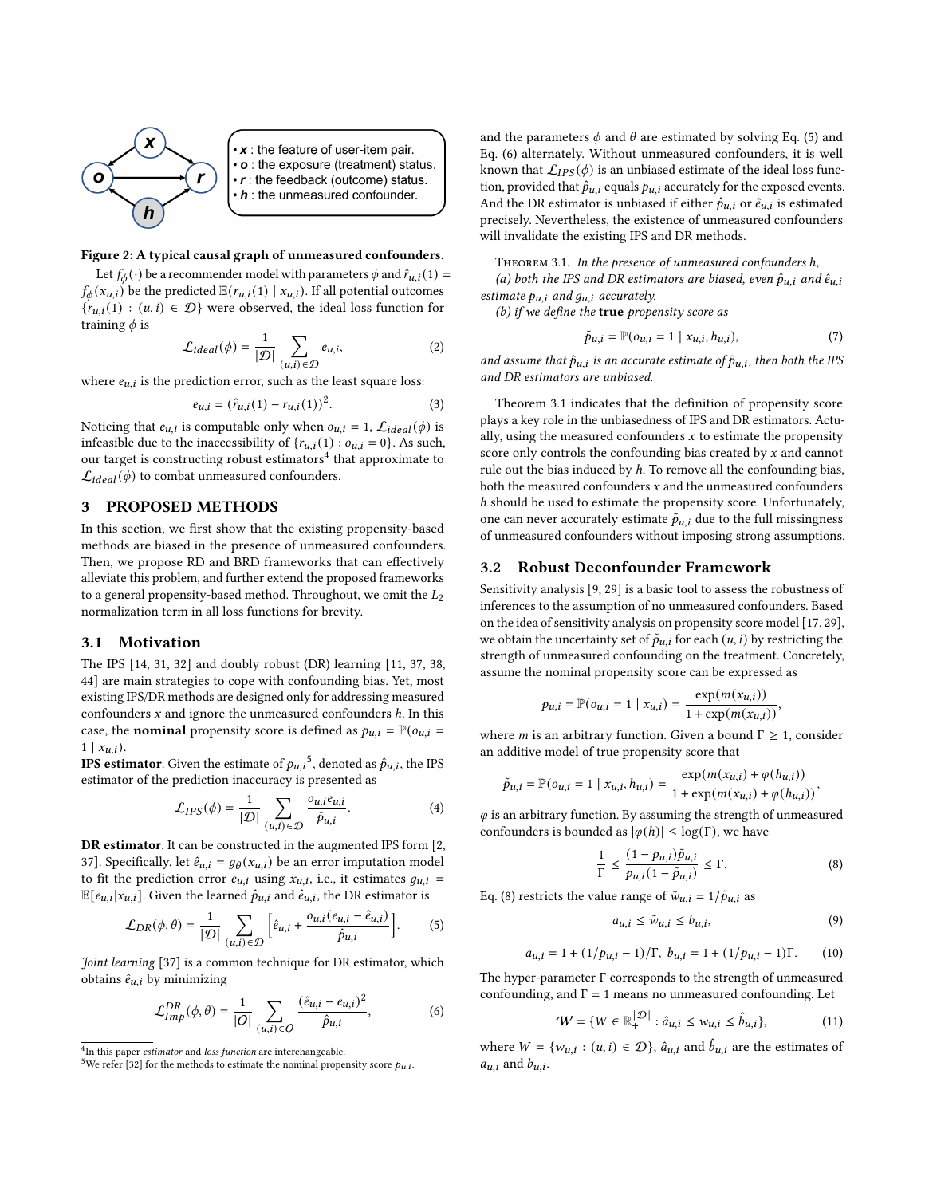Figure 2: A typical causal graph of unmeasured confounders.

- $x$ : the feature of user-item pair.
- $o$ : the exposure (treatment) status.
- $r$ : the feedback (outcome) status.
- $h$ : the unmeasured confounder.

Let $f_\phi(\cdot)$ be a recommender model with parameters $\phi$ and $\hat{r}_{u,i}(1) = f_\phi(x_{u,i})$ be the predicted $\mathbb{E}(r_{u,i}(1) \mid x_{u,i})$. If all potential outcomes $\{r_{u,i}(1) : (u,i) \in \mathcal{D}\}$ were observed, the ideal loss function for training $\phi$ is

$$\mathcal{L}_{ideal}(\phi) = \frac{1}{|\mathcal{D}|} \sum_{(u,i)\in\mathcal{D}} e_{u,i}, \tag{2}$$

where $e_{u,i}$ is the prediction error, such as the least square loss:

$$e_{u,i} = (\hat{r}_{u,i}(1) - r_{u,i}(1))^2. \tag{3}$$

Noticing that $e_{u,i}$ is computable only when $o_{u,i} = 1$, $\mathcal{L}_{ideal}(\phi)$ is infeasible due to the inaccessibility of $\{r_{u,i}(1) : o_{u,i} = 0\}$. As such, our target is constructing robust estimators[4] that approximate to $\mathcal{L}_{ideal}(\phi)$ to combat unmeasured confounders.

## 3 PROPOSED METHODS

In this section, we first show that the existing propensity-based methods are biased in the presence of unmeasured confounders. Then, we propose RD and BRD frameworks that can effectively alleviate this problem, and further extend the proposed frameworks to a general propensity-based method. Throughout, we omit the $L_2$ normalization term in all loss functions for brevity.

### 3.1 Motivation

The IPS [14, 31, 32] and doubly robust (DR) learning [11, 37, 38, 44] are main strategies to cope with confounding bias. Yet, most existing IPS/DR methods are designed only for addressing measured confounders $x$ and ignore the unmeasured confounders $h$. In this case, the **nominal** propensity score is defined as $p_{u,i} = \mathbb{P}(o_{u,i} = 1 \mid x_{u,i})$.

**IPS estimator**. Given the estimate of $p_{u,i}$[5], denoted as $\hat{p}_{u,i}$, the IPS estimator of the prediction inaccuracy is presented as

$$\mathcal{L}_{IPS}(\phi) = \frac{1}{|\mathcal{D}|} \sum_{(u,i)\in\mathcal{D}} \frac{o_{u,i} e_{u,i}}{\hat{p}_{u,i}}. \tag{4}$$

**DR estimator**. It can be constructed in the augmented IPS form [2, 37]. Specifically, let $\hat{e}_{u,i} = g_\theta(x_{u,i})$ be an error imputation model to fit the prediction error $e_{u,i}$ using $x_{u,i}$, i.e., it estimates $g_{u,i} = \mathbb{E}[e_{u,i}|x_{u,i}]$. Given the learned $\hat{p}_{u,i}$ and $\hat{e}_{u,i}$, the DR estimator is

$$\mathcal{L}_{DR}(\phi, \theta) = \frac{1}{|\mathcal{D}|} \sum_{(u,i)\in\mathcal{D}} \Big[\hat{e}_{u,i} + \frac{o_{u,i}(e_{u,i} - \hat{e}_{u,i})}{\hat{p}_{u,i}}\Big]. \tag{5}$$

*Joint learning* [37] is a common technique for DR estimator, which obtains $\hat{e}_{u,i}$ by minimizing

$$\mathcal{L}_{Imp}^{DR}(\phi, \theta) = \frac{1}{|O|} \sum_{(u,i)\in O} \frac{(\hat{e}_{u,i} - e_{u,i})^2}{\hat{p}_{u,i}}, \tag{6}$$

and the parameters $\phi$ and $\theta$ are estimated by solving Eq. (5) and Eq. (6) alternately. Without unmeasured confounders, it is well known that $\mathcal{L}_{IPS}(\phi)$ is an unbiased estimate of the ideal loss function, provided that $\hat{p}_{u,i}$ equals $p_{u,i}$ accurately for the exposed events. And the DR estimator is unbiased if either $\hat{p}_{u,i}$ or $\hat{e}_{u,i}$ is estimated precisely. Nevertheless, the existence of unmeasured confounders will invalidate the existing IPS and DR methods.

Theorem 3.1. *In the presence of unmeasured confounders h,*
*(a) both the IPS and DR estimators are biased, even $\hat{p}_{u,i}$ and $\hat{e}_{u,i}$ estimate $p_{u,i}$ and $g_{u,i}$ accurately.*
*(b) if we define the* **true** *propensity score as*

$$\tilde{p}_{u,i} = \mathbb{P}(o_{u,i} = 1 \mid x_{u,i}, h_{u,i}), \tag{7}$$

*and assume that $\hat{p}_{u,i}$ is an accurate estimate of $\tilde{p}_{u,i}$, then both the IPS and DR estimators are unbiased.*

Theorem 3.1 indicates that the definition of propensity score plays a key role in the unbiasedness of IPS and DR estimators. Actually, using the measured confounders $x$ to estimate the propensity score only controls the confounding bias created by $x$ and cannot rule out the bias induced by $h$. To remove all the confounding bias, both the measured confounders $x$ and the unmeasured confounders $h$ should be used to estimate the propensity score. Unfortunately, one can never accurately estimate $\tilde{p}_{u,i}$ due to the full missingness of unmeasured confounders without imposing strong assumptions.

### 3.2 Robust Deconfounder Framework

Sensitivity analysis [9, 29] is a basic tool to assess the robustness of inferences to the assumption of no unmeasured confounders. Based on the idea of sensitivity analysis on propensity score model [17, 29], we obtain the uncertainty set of $\tilde{p}_{u,i}$ for each $(u,i)$ by restricting the strength of unmeasured confounding on the treatment. Concretely, assume the nominal propensity score can be expressed as

$$p_{u,i} = \mathbb{P}(o_{u,i} = 1 \mid x_{u,i}) = \frac{\exp(m(x_{u,i}))}{1 + \exp(m(x_{u,i}))},$$

where $m$ is an arbitrary function. Given a bound $\Gamma \geq 1$, consider an additive model of true propensity score that

$$\tilde{p}_{u,i} = \mathbb{P}(o_{u,i} = 1 \mid x_{u,i}, h_{u,i}) = \frac{\exp(m(x_{u,i}) + \varphi(h_{u,i}))}{1 + \exp(m(x_{u,i}) + \varphi(h_{u,i}))},$$

$\varphi$ is an arbitrary function. By assuming the strength of unmeasured confounders is bounded as $|\varphi(h)| \leq \log(\Gamma)$, we have

$$\frac{1}{\Gamma} \leq \frac{(1 - p_{u,i})\tilde{p}_{u,i}}{p_{u,i}(1 - \tilde{p}_{u,i})} \leq \Gamma. \tag{8}$$

Eq. (8) restricts the value range of $\tilde{w}_{u,i} = 1/\tilde{p}_{u,i}$ as

$$a_{u,i} \leq \tilde{w}_{u,i} \leq b_{u,i}, \tag{9}$$

$$a_{u,i} = 1 + (1/p_{u,i} - 1)/\Gamma, \ b_{u,i} = 1 + (1/p_{u,i} - 1)\Gamma. \tag{10}$$

The hyper-parameter $\Gamma$ corresponds to the strength of unmeasured confounding, and $\Gamma = 1$ means no unmeasured confounding. Let

$$\mathcal{W} = \{W \in \mathbb{R}_+^{|\mathcal{D}|} : \hat{a}_{u,i} \leq w_{u,i} \leq \hat{b}_{u,i}\}, \tag{11}$$

where $W = \{w_{u,i} : (u,i) \in \mathcal{D}\}$, $\hat{a}_{u,i}$ and $\hat{b}_{u,i}$ are the estimates of $a_{u,i}$ and $b_{u,i}$.

---

[4] In this paper *estimator* and *loss function* are interchangeable.

[5] We refer [32] for the methods to estimate the nominal propensity score $p_{u,i}$.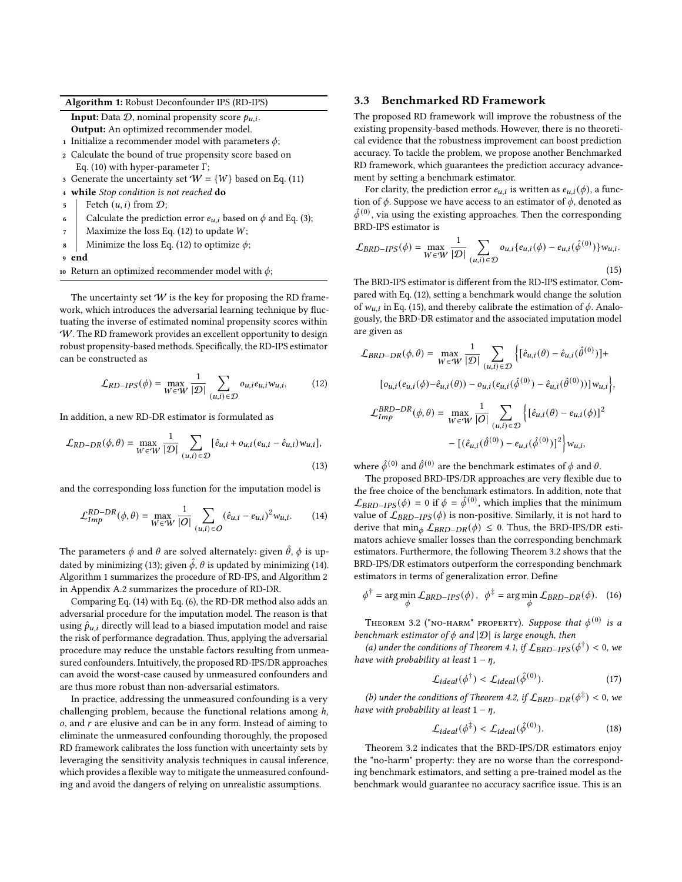**Algorithm 1:** Robust Deconfounder IPS (RD-IPS)

**Input:** Data $\mathcal{D}$, nominal propensity score $p_{u,i}$.
**Output:** An optimized recommender model.

1. Initialize a recommender model with parameters $\phi$;
2. Calculate the bound of true propensity score based on Eq. (10) with hyper-parameter $\Gamma$;
3. Generate the uncertainty set $\mathcal{W} = \{W\}$ based on Eq. (11)
4. **while** *Stop condition is not reached* **do**
5. Fetch $(u, i)$ from $\mathcal{D}$;
6. Calculate the prediction error $e_{u,i}$ based on $\phi$ and Eq. (3);
7. Maximize the loss Eq. (12) to update $W$;
8. Minimize the loss Eq. (12) to optimize $\phi$;
9. **end**
10. Return an optimized recommender model with $\phi$;

The uncertainty set $\mathcal{W}$ is the key for proposing the RD framework, which introduces the adversarial learning technique by fluctuating the inverse of estimated nominal propensity scores within $\mathcal{W}$. The RD framework provides an excellent opportunity to design robust propensity-based methods. Specifically, the RD-IPS estimator can be constructed as

$$\mathcal{L}_{RD-IPS}(\phi) = \max_{W \in \mathcal{W}} \frac{1}{|\mathcal{D}|} \sum_{(u,i)\in\mathcal{D}} o_{u,i} e_{u,i} w_{u,i}, \tag{12}$$

In addition, a new RD-DR estimator is formulated as

$$\mathcal{L}_{RD-DR}(\phi, \theta) = \max_{W \in \mathcal{W}} \frac{1}{|\mathcal{D}|} \sum_{(u,i)\in\mathcal{D}} [\hat{e}_{u,i} + o_{u,i}(e_{u,i} - \hat{e}_{u,i}) w_{u,i}], \tag{13}$$

and the corresponding loss function for the imputation model is

$$\mathcal{L}_{Imp}^{RD-DR}(\phi, \theta) = \max_{W \in \mathcal{W}} \frac{1}{|\mathcal{O}|} \sum_{(u,i)\in\mathcal{O}} (\hat{e}_{u,i} - e_{u,i})^2 w_{u,i}. \tag{14}$$

The parameters $\phi$ and $\theta$ are solved alternately: given $\hat{\theta}$, $\phi$ is updated by minimizing (13); given $\hat{\phi}$, $\theta$ is updated by minimizing (14). Algorithm 1 summarizes the procedure of RD-IPS, and Algorithm 2 in Appendix A.2 summarizes the procedure of RD-DR.

Comparing Eq. (14) with Eq. (6), the RD-DR method also adds an adversarial procedure for the imputation model. The reason is that using $\hat{p}_{u,i}$ directly will lead to a biased imputation model and raise the risk of performance degradation. Thus, applying the adversarial procedure may reduce the unstable factors resulting from unmeasured confounders. Intuitively, the proposed RD-IPS/DR approaches can avoid the worst-case caused by unmeasured confounders and are thus more robust than non-adversarial estimators.

In practice, addressing the unmeasured confounding is a very challenging problem, because the functional relations among $h$, $o$, and $r$ are elusive and can be in any form. Instead of aiming to eliminate the unmeasured confounding thoroughly, the proposed RD framework calibrates the loss function with uncertainty sets by leveraging the sensitivity analysis techniques in causal inference, which provides a flexible way to mitigate the unmeasured confounding and avoid the dangers of relying on unrealistic assumptions.

### 3.3 Benchmarked RD Framework

The proposed RD framework will improve the robustness of the existing propensity-based methods. However, there is no theoretical evidence that the robustness improvement can boost prediction accuracy. To tackle the problem, we propose another Benchmarked RD framework, which guarantees the prediction accuracy advancement by setting a benchmark estimator.

For clarity, the prediction error $e_{u,i}$ is written as $e_{u,i}(\phi)$, a function of $\phi$. Suppose we have access to an estimator of $\phi$, denoted as $\hat{\phi}^{(0)}$, via using the existing approaches. Then the corresponding BRD-IPS estimator is

$$\mathcal{L}_{BRD-IPS}(\phi) = \max_{W \in \mathcal{W}} \frac{1}{|\mathcal{D}|} \sum_{(u,i)\in\mathcal{D}} o_{u,i} \{e_{u,i}(\phi) - e_{u,i}(\hat{\phi}^{(0)})\} w_{u,i}. \tag{15}$$

The BRD-IPS estimator is different from the RD-IPS estimator. Compared with Eq. (12), setting a benchmark would change the solution of $w_{u,i}$ in Eq. (15), and thereby calibrate the estimation of $\phi$. Analogously, the BRD-DR estimator and the associated imputation model are given as

$$\begin{aligned}\mathcal{L}_{BRD-DR}(\phi, \theta) = \max_{W \in \mathcal{W}} \frac{1}{|\mathcal{D}|} \sum_{(u,i)\in\mathcal{D}} \Big\{ &[\hat{e}_{u,i}(\theta) - \hat{e}_{u,i}(\hat{\theta}^{(0)})] + \\ &[o_{u,i}(e_{u,i}(\phi) - \hat{e}_{u,i}(\theta)) - o_{u,i}(e_{u,i}(\hat{\phi}^{(0)}) - \hat{e}_{u,i}(\hat{\theta}^{(0)}))] w_{u,i} \Big\},\end{aligned}$$

$$\begin{aligned}\mathcal{L}_{Imp}^{BRD-DR}(\phi, \theta) = \max_{W \in \mathcal{W}} \frac{1}{|\mathcal{O}|} \sum_{(u,i)\in\mathcal{D}} \Big\{ &[\hat{e}_{u,i}(\theta) - e_{u,i}(\phi)]^2 \\ &- [(\hat{e}_{u,i}(\hat{\theta}^{(0)}) - e_{u,i}(\hat{\phi}^{(0)})]^2 \Big\} w_{u,i},\end{aligned}$$

where $\hat{\phi}^{(0)}$ and $\hat{\theta}^{(0)}$ are the benchmark estimates of $\phi$ and $\theta$.

The proposed BRD-IPS/DR approaches are very flexible due to the free choice of the benchmark estimators. In addition, note that $\mathcal{L}_{BRD-IPS}(\phi) = 0$ if $\phi = \hat{\phi}^{(0)}$, which implies that the minimum value of $\mathcal{L}_{BRD-IPS}(\phi)$ is non-positive. Similarly, it is not hard to derive that $\min_\phi \mathcal{L}_{BRD-DR}(\phi) \leq 0$. Thus, the BRD-IPS/DR estimators achieve smaller losses than the corresponding benchmark estimators. Furthermore, the following Theorem 3.2 shows that the BRD-IPS/DR estimators outperform the corresponding benchmark estimators in terms of generalization error. Define

$$\phi^{\dagger} = \arg\min_{\phi} \mathcal{L}_{BRD-IPS}(\phi), \quad \phi^{\ddagger} = \arg\min_{\phi} \mathcal{L}_{BRD-DR}(\phi). \tag{16}$$

Theorem 3.2 ("no-harm" property). *Suppose that $\phi^{(0)}$ is a benchmark estimator of $\phi$ and $|\mathcal{D}|$ is large enough, then*

*(a) under the conditions of Theorem 4.1, if $\mathcal{L}_{BRD-IPS}(\phi^{\dagger}) < 0$, we have with probability at least $1 - \eta$,*

$$\mathcal{L}_{ideal}(\phi^{\dagger}) < \mathcal{L}_{ideal}(\hat{\phi}^{(0)}). \tag{17}$$

*(b) under the conditions of Theorem 4.2, if $\mathcal{L}_{BRD-DR}(\phi^{\ddagger}) < 0$, we have with probability at least $1 - \eta$,*

$$\mathcal{L}_{ideal}(\phi^{\ddagger}) < \mathcal{L}_{ideal}(\hat{\phi}^{(0)}). \tag{18}$$

Theorem 3.2 indicates that the BRD-IPS/DR estimators enjoy the "no-harm" property: they are no worse than the corresponding benchmark estimators, and setting a pre-trained model as the benchmark would guarantee no accuracy sacrifice issue. This is an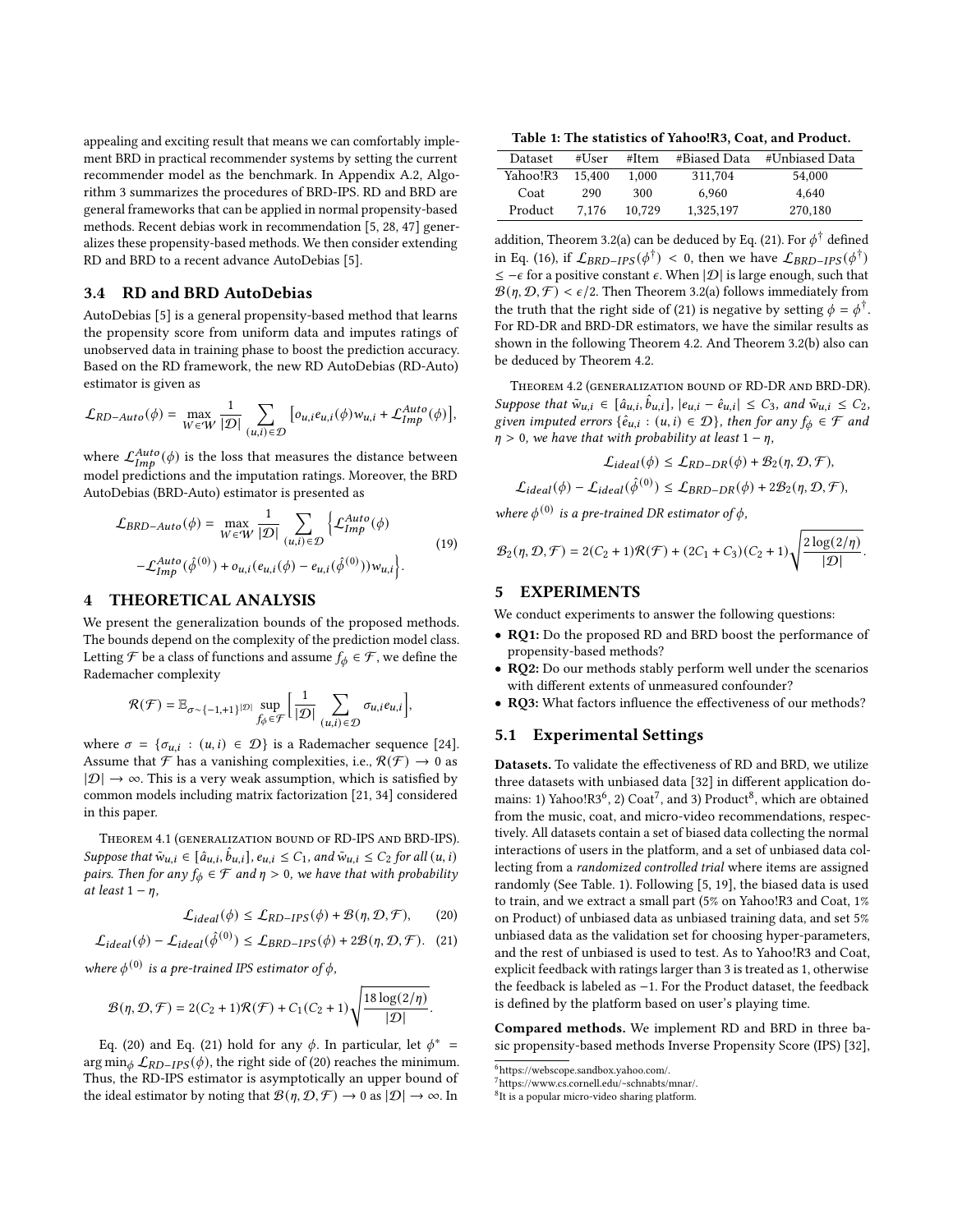appealing and exciting result that means we can comfortably implement BRD in practical recommender systems by setting the current recommender model as the benchmark. In Appendix A.2, Algorithm 3 summarizes the procedures of BRD-IPS. RD and BRD are general frameworks that can be applied in normal propensity-based methods. Recent debias work in recommendation [5, 28, 47] generalizes these propensity-based methods. We then consider extending RD and BRD to a recent advance AutoDebias [5].

### 3.4 RD and BRD AutoDebias

AutoDebias [5] is a general propensity-based method that learns the propensity score from uniform data and imputes ratings of unobserved data in training phase to boost the prediction accuracy. Based on the RD framework, the new RD AutoDebias (RD-Auto) estimator is given as

$$\mathcal{L}_{RD-Auto}(\phi) = \max_{W \in \mathcal{W}} \frac{1}{|\mathcal{D}|} \sum_{(u,i) \in \mathcal{D}} \left[ o_{u,i} e_{u,i}(\phi) w_{u,i} + \mathcal{L}_{Imp}^{Auto}(\phi) \right],$$

where $\mathcal{L}_{Imp}^{Auto}(\phi)$ is the loss that measures the distance between model predictions and the imputation ratings. Moreover, the BRD AutoDebias (BRD-Auto) estimator is presented as

$$\mathcal{L}_{BRD-Auto}(\phi) = \max_{W \in \mathcal{W}} \frac{1}{|\mathcal{D}|} \sum_{(u,i) \in \mathcal{D}} \Big\{ \mathcal{L}_{Imp}^{Auto}(\phi) - \mathcal{L}_{Imp}^{Auto}(\hat{\phi}^{(0)}) + o_{u,i}(e_{u,i}(\phi) - e_{u,i}(\hat{\phi}^{(0)})) w_{u,i} \Big\}. \tag{19}$$

## 4 THEORETICAL ANALYSIS

We present the generalization bounds of the proposed methods. The bounds depend on the complexity of the prediction model class. Letting $\mathcal{F}$ be a class of functions and assume $f_\phi \in \mathcal{F}$, we define the Rademacher complexity

$$\mathcal{R}(\mathcal{F}) = \mathbb{E}_{\sigma \sim \{-1,+1\}^{|\mathcal{D}|}} \sup_{f_\phi \in \mathcal{F}} \Big[ \frac{1}{|\mathcal{D}|} \sum_{(u,i) \in \mathcal{D}} \sigma_{u,i} e_{u,i} \Big],$$

where $\sigma = \{\sigma_{u,i} : (u,i) \in \mathcal{D}\}$ is a Rademacher sequence [24]. Assume that $\mathcal{F}$ has a vanishing complexities, i.e., $\mathcal{R}(\mathcal{F}) \to 0$ as $|\mathcal{D}| \to \infty$. This is a very weak assumption, which is satisfied by common models including matrix factorization [21, 34] considered in this paper.

Theorem 4.1 (generalization bound of RD-IPS and BRD-IPS). *Suppose that $\tilde{w}_{u,i} \in [\hat{a}_{u,i}, \hat{b}_{u,i}]$, $e_{u,i} \le C_1$, and $\tilde{w}_{u,i} \le C_2$ for all $(u,i)$ pairs. Then for any $f_\phi \in \mathcal{F}$ and $\eta > 0$, we have that with probability at least $1-\eta$,*

$$\mathcal{L}_{ideal}(\phi) \le \mathcal{L}_{RD-IPS}(\phi) + \mathcal{B}(\eta, \mathcal{D}, \mathcal{F}), \tag{20}$$

$$\mathcal{L}_{ideal}(\phi) - \mathcal{L}_{ideal}(\hat{\phi}^{(0)}) \le \mathcal{L}_{BRD-IPS}(\phi) + 2\mathcal{B}(\eta, \mathcal{D}, \mathcal{F}). \tag{21}$$

*where $\phi^{(0)}$ is a pre-trained IPS estimator of $\phi$,*

$$\mathcal{B}(\eta, \mathcal{D}, \mathcal{F}) = 2(C_2+1)\mathcal{R}(\mathcal{F}) + C_1(C_2+1)\sqrt{\frac{18\log(2/\eta)}{|\mathcal{D}|}}.$$

Eq. (20) and Eq. (21) hold for any $\phi$. In particular, let $\phi^* = \arg\min_\phi \mathcal{L}_{RD-IPS}(\phi)$, the right side of (20) reaches the minimum. Thus, the RD-IPS estimator is asymptotically an upper bound of the ideal estimator by noting that $\mathcal{B}(\eta, \mathcal{D}, \mathcal{F}) \to 0$ as $|\mathcal{D}| \to \infty$. In addition, Theorem 3.2(a) can be deduced by Eq. (21). For $\phi^\dagger$ defined in Eq. (16), if $\mathcal{L}_{BRD-IPS}(\phi^\dagger) < 0$, then we have $\mathcal{L}_{BRD-IPS}(\phi^\dagger) \le -\epsilon$ for a positive constant $\epsilon$. When $|\mathcal{D}|$ is large enough, such that $\mathcal{B}(\eta, \mathcal{D}, \mathcal{F}) < \epsilon/2$. Then Theorem 3.2(a) follows immediately from the truth that the right side of (21) is negative by setting $\phi = \phi^\dagger$. For RD-DR and BRD-DR estimators, we have the similar results as shown in the following Theorem 4.2. And Theorem 3.2(b) also can be deduced by Theorem 4.2.

Theorem 4.2 (generalization bound of RD-DR and BRD-DR). *Suppose that $\tilde{w}_{u,i} \in [\hat{a}_{u,i}, \hat{b}_{u,i}]$, $|e_{u,i} - \hat{e}_{u,i}| \le C_3$, and $\tilde{w}_{u,i} \le C_2$, given imputed errors $\{\hat{e}_{u,i} : (u,i) \in \mathcal{D}\}$, then for any $f_\phi \in \mathcal{F}$ and $\eta > 0$, we have that with probability at least $1-\eta$,*

$$\mathcal{L}_{ideal}(\phi) \le \mathcal{L}_{RD-DR}(\phi) + \mathcal{B}_2(\eta, \mathcal{D}, \mathcal{F}),$$

$$\mathcal{L}_{ideal}(\phi) - \mathcal{L}_{ideal}(\hat{\phi}^{(0)}) \le \mathcal{L}_{BRD-DR}(\phi) + 2\mathcal{B}_2(\eta, \mathcal{D}, \mathcal{F}),$$

*where $\phi^{(0)}$ is a pre-trained DR estimator of $\phi$,*

$$\mathcal{B}_2(\eta, \mathcal{D}, \mathcal{F}) = 2(C_2+1)\mathcal{R}(\mathcal{F}) + (2C_1 + C_3)(C_2+1)\sqrt{\frac{2\log(2/\eta)}{|\mathcal{D}|}}.$$

## 5 EXPERIMENTS

We conduct experiments to answer the following questions:

- **RQ1:** Do the proposed RD and BRD boost the performance of propensity-based methods?
- **RQ2:** Do our methods stably perform well under the scenarios with different extents of unmeasured confounder?
- **RQ3:** What factors influence the effectiveness of our methods?

### 5.1 Experimental Settings

**Table 1: The statistics of Yahoo!R3, Coat, and Product.**

| Dataset | #User | #Item | #Biased Data | #Unbiased Data |
|---|---|---|---|---|
| Yahoo!R3 | 15,400 | 1,000 | 311,704 | 54,000 |
| Coat | 290 | 300 | 6,960 | 4,640 |
| Product | 7,176 | 10,729 | 1,325,197 | 270,180 |

**Datasets.** To validate the effectiveness of RD and BRD, we utilize three datasets with unbiased data [32] in different application domains: 1) Yahoo!R3[6], 2) Coat[7], and 3) Product[8], which are obtained from the music, coat, and micro-video recommendations, respectively. All datasets contain a set of biased data collecting the normal interactions of users in the platform, and a set of unbiased data collecting from a *randomized controlled trial* where items are assigned randomly (See Table. 1). Following [5, 19], the biased data is used to train, and we extract a small part (5% on Yahoo!R3 and Coat, 1% on Product) of unbiased data as unbiased training data, and set 5% unbiased data as the validation set for choosing hyper-parameters, and the rest of unbiased is used to test. As to Yahoo!R3 and Coat, explicit feedback with ratings larger than 3 is treated as 1, otherwise the feedback is labeled as −1. For the Product dataset, the feedback is defined by the platform based on user's playing time.

**Compared methods.** We implement RD and BRD in three basic propensity-based methods Inverse Propensity Score (IPS) [32],

[6] https://webscope.sandbox.yahoo.com/.

[7] https://www.cs.cornell.edu/~schnabts/mnar/.

[8] It is a popular micro-video sharing platform.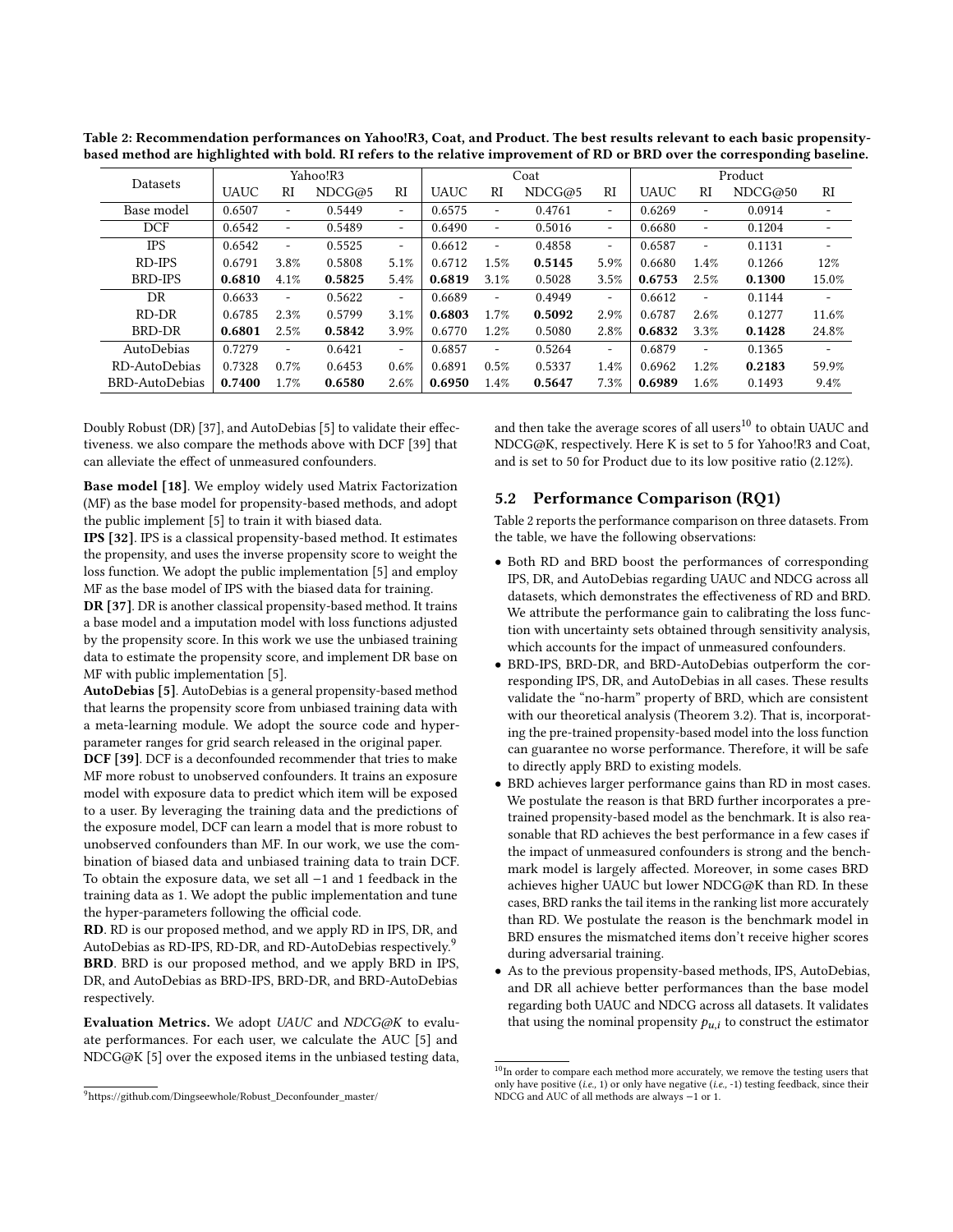**Table 2: Recommendation performances on Yahoo!R3, Coat, and Product. The best results relevant to each basic propensity-based method are highlighted with bold. RI refers to the relative improvement of RD or BRD over the corresponding baseline.**

| Datasets | Yahoo!R3 | | | | Coat | | | | Product | | | |
|---|---|---|---|---|---|---|---|---|---|---|---|---|
| | UAUC | RI | NDCG@5 | RI | UAUC | RI | NDCG@5 | RI | UAUC | RI | NDCG@50 | RI |
| Base model | 0.6507 | - | 0.5449 | - | 0.6575 | - | 0.4761 | - | 0.6269 | - | 0.0914 | - |
| DCF | 0.6542 | - | 0.5489 | - | 0.6490 | - | 0.5016 | - | 0.6680 | - | 0.1204 | - |
| IPS | 0.6542 | - | 0.5525 | - | 0.6612 | - | 0.4858 | - | 0.6587 | - | 0.1131 | - |
| RD-IPS | 0.6791 | 3.8% | 0.5808 | 5.1% | 0.6712 | 1.5% | **0.5145** | 5.9% | 0.6680 | 1.4% | 0.1266 | 12% |
| BRD-IPS | **0.6810** | 4.1% | **0.5825** | 5.4% | **0.6819** | 3.1% | 0.5028 | 3.5% | **0.6753** | 2.5% | **0.1300** | 15.0% |
| DR | 0.6633 | - | 0.5622 | - | 0.6689 | - | 0.4949 | - | 0.6612 | - | 0.1144 | - |
| RD-DR | 0.6785 | 2.3% | 0.5799 | 3.1% | **0.6803** | 1.7% | **0.5092** | 2.9% | 0.6787 | 2.6% | 0.1277 | 11.6% |
| BRD-DR | **0.6801** | 2.5% | **0.5842** | 3.9% | 0.6770 | 1.2% | 0.5080 | 2.8% | **0.6832** | 3.3% | **0.1428** | 24.8% |
| AutoDebias | 0.7279 | - | 0.6421 | - | 0.6857 | - | 0.5264 | - | 0.6879 | - | 0.1365 | - |
| RD-AutoDebias | 0.7328 | 0.7% | 0.6453 | 0.6% | 0.6891 | 0.5% | 0.5337 | 1.4% | 0.6962 | 1.2% | **0.2183** | 59.9% |
| BRD-AutoDebias | **0.7400** | 1.7% | **0.6580** | 2.6% | **0.6950** | 1.4% | **0.5647** | 7.3% | **0.6989** | 1.6% | 0.1493 | 9.4% |

Doubly Robust (DR) [37], and AutoDebias [5] to validate their effectiveness. we also compare the methods above with DCF [39] that can alleviate the effect of unmeasured confounders.

**Base model [18]**. We employ widely used Matrix Factorization (MF) as the base model for propensity-based methods, and adopt the public implement [5] to train it with biased data.

**IPS [32]**. IPS is a classical propensity-based method. It estimates the propensity, and uses the inverse propensity score to weight the loss function. We adopt the public implementation [5] and employ MF as the base model of IPS with the biased data for training.

**DR [37]**. DR is another classical propensity-based method. It trains a base model and a imputation model with loss functions adjusted by the propensity score. In this work we use the unbiased training data to estimate the propensity score, and implement DR base on MF with public implementation [5].

**AutoDebias [5]**. AutoDebias is a general propensity-based method that learns the propensity score from unbiased training data with a meta-learning module. We adopt the source code and hyper-parameter ranges for grid search released in the original paper.

**DCF [39]**. DCF is a deconfounded recommender that tries to make MF more robust to unobserved confounders. It trains an exposure model with exposure data to predict which item will be exposed to a user. By leveraging the training data and the predictions of the exposure model, DCF can learn a model that is more robust to unobserved confounders than MF. In our work, we use the combination of biased data and unbiased training data to train DCF. To obtain the exposure data, we set all $-1$ and 1 feedback in the training data as 1. We adopt the public implementation and tune the hyper-parameters following the official code.

**RD**. RD is our proposed method, and we apply RD in IPS, DR, and AutoDebias as RD-IPS, RD-DR, and RD-AutoDebias respectively.[9]

**BRD**. BRD is our proposed method, and we apply BRD in IPS, DR, and AutoDebias as BRD-IPS, BRD-DR, and BRD-AutoDebias respectively.

**Evaluation Metrics.** We adopt *UAUC* and *NDCG@K* to evaluate performances. For each user, we calculate the AUC [5] and NDCG@K [5] over the exposed items in the unbiased testing data, and then take the average scores of all users[10] to obtain UAUC and NDCG@K, respectively. Here K is set to 5 for Yahoo!R3 and Coat, and is set to 50 for Product due to its low positive ratio (2.12%).

## 5.2 Performance Comparison (RQ1)

Table 2 reports the performance comparison on three datasets. From the table, we have the following observations:

- Both RD and BRD boost the performances of corresponding IPS, DR, and AutoDebias regarding UAUC and NDCG across all datasets, which demonstrates the effectiveness of RD and BRD. We attribute the performance gain to calibrating the loss function with uncertainty sets obtained through sensitivity analysis, which accounts for the impact of unmeasured confounders.
- BRD-IPS, BRD-DR, and BRD-AutoDebias outperform the corresponding IPS, DR, and AutoDebias in all cases. These results validate the "no-harm" property of BRD, which are consistent with our theoretical analysis (Theorem 3.2). That is, incorporating the pre-trained propensity-based model into the loss function can guarantee no worse performance. Therefore, it will be safe to directly apply BRD to existing models.
- BRD achieves larger performance gains than RD in most cases. We postulate the reason is that BRD further incorporates a pre-trained propensity-based model as the benchmark. It is also reasonable that RD achieves the best performance in a few cases if the impact of unmeasured confounders is strong and the benchmark model is largely affected. Moreover, in some cases BRD achieves higher UAUC but lower NDCG@K than RD. In these cases, BRD ranks the tail items in the ranking list more accurately than RD. We postulate the reason is the benchmark model in BRD ensures the mismatched items don't receive higher scores during adversarial training.
- As to the previous propensity-based methods, IPS, AutoDebias, and DR all achieve better performances than the base model regarding both UAUC and NDCG across all datasets. It validates that using the nominal propensity $p_{u,i}$ to construct the estimator

[9] https://github.com/Dingseewhole/Robust_Deconfounder_master/

[10] In order to compare each method more accurately, we remove the testing users that only have positive (*i.e.,* 1) or only have negative (*i.e.,* -1) testing feedback, since their NDCG and AUC of all methods are always $-1$ or 1.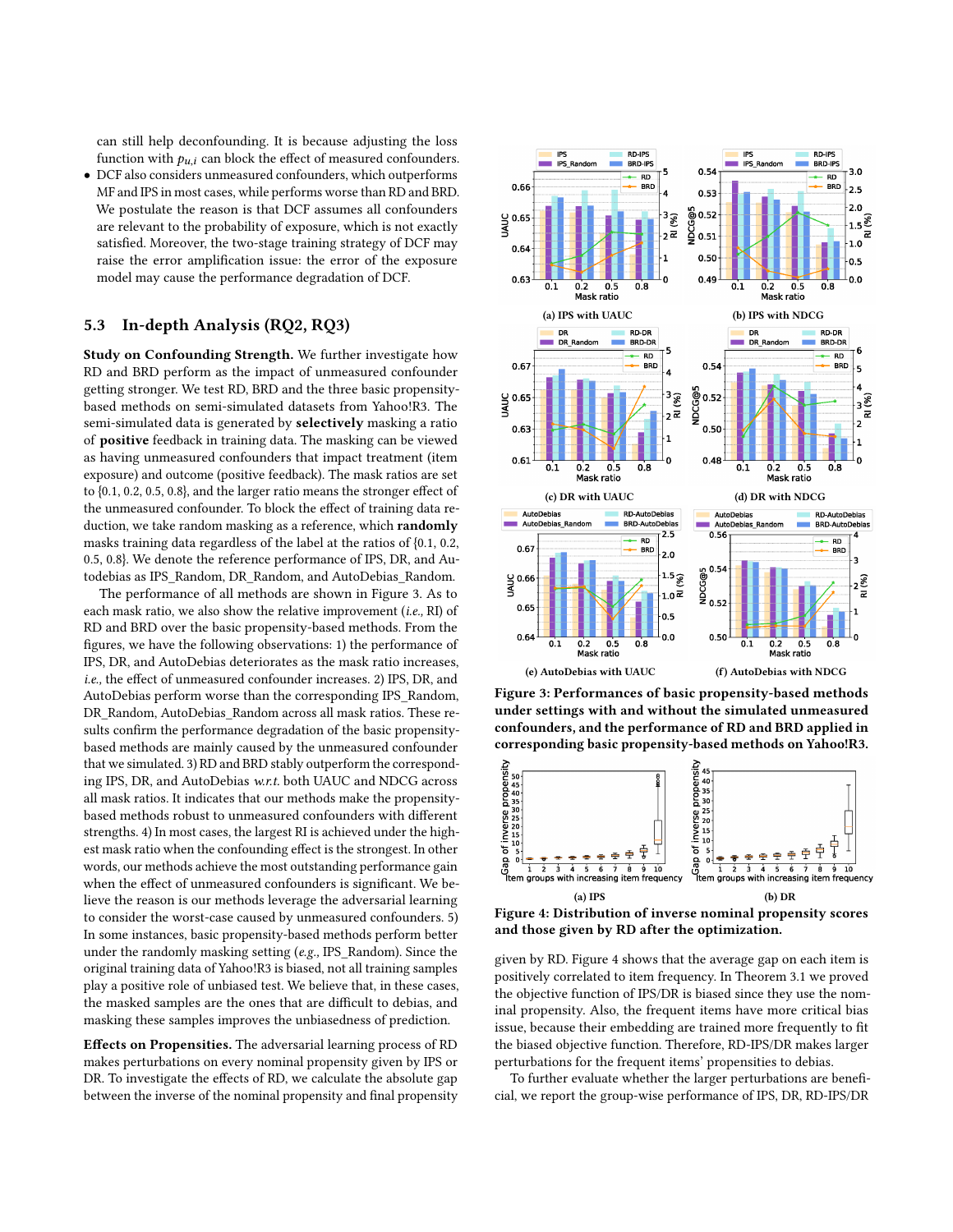can still help deconfounding. It is because adjusting the loss function with $p_{u,i}$ can block the effect of measured confounders.

- DCF also considers unmeasured confounders, which outperforms MF and IPS in most cases, while performs worse than RD and BRD. We postulate the reason is that DCF assumes all confounders are relevant to the probability of exposure, which is not exactly satisfied. Moreover, the two-stage training strategy of DCF may raise the error amplification issue: the error of the exposure model may cause the performance degradation of DCF.

### 5.3 In-depth Analysis (RQ2, RQ3)

**Study on Confounding Strength.** We further investigate how RD and BRD perform as the impact of unmeasured confounder getting stronger. We test RD, BRD and the three basic propensity-based methods on semi-simulated datasets from Yahoo!R3. The semi-simulated data is generated by **selectively** masking a ratio of **positive** feedback in training data. The masking can be viewed as having unmeasured confounders that impact treatment (item exposure) and outcome (positive feedback). The mask ratios are set to {0.1, 0.2, 0.5, 0.8}, and the larger ratio means the stronger effect of the unmeasured confounder. To block the effect of training data reduction, we take random masking as a reference, which **randomly** masks training data regardless of the label at the ratios of {0.1, 0.2, 0.5, 0.8}. We denote the reference performance of IPS, DR, and Autodebias as IPS_Random, DR_Random, and Autodebias_Random.

The performance of all methods are shown in Figure 3. As to each mask ratio, we also show the relative improvement (*i.e.,* RI) of RD and BRD over the basic propensity-based methods. From the figures, we have the following observations: 1) the performance of IPS, DR, and AutoDebias deteriorates as the mask ratio increases, *i.e.,* the effect of unmeasured confounder increases. 2) IPS, DR, and AutoDebias perform worse than the corresponding IPS_Random, DR_Random, AutoDebias_Random across all mask ratios. These results confirm the performance degradation of the basic propensity-based methods are mainly caused by the unmeasured confounder that we simulated. 3) RD and BRD stably outperform the corresponding IPS, DR, and AutoDebias *w.r.t.* both UAUC and NDCG across all mask ratios. It indicates that our methods make the propensity-based methods robust to unmeasured confounders with different strengths. 4) In most cases, the largest RI is achieved under the highest mask ratio when the confounding effect is the strongest. In other words, our methods achieve the most outstanding performance gain when the effect of unmeasured confounders is significant. We believe the reason is our methods leverage the adversarial learning to consider the worst-case caused by unmeasured confounders. 5) In some instances, basic propensity-based methods perform better under the randomly masking setting (*e.g.,* IPS_Random). Since the original training data of Yahoo!R3 is biased, not all training samples play a positive role of unbiased test. We believe that, in these cases, the masked samples are the ones that are difficult to debias, and masking these samples improves the unbiasedness of prediction.

**Effects on Propensities.** The adversarial learning process of RD makes perturbations on every nominal propensity given by IPS or DR. To investigate the effects of RD, we calculate the absolute gap between the inverse of the nominal propensity and final propensity given by RD. Figure 4 shows that the average gap on each item is positively correlated to item frequency. In Theorem 3.1 we proved the objective function of IPS/DR is biased since they use the nominal propensity. Also, the frequent items have more critical bias issue, because their embedding are trained more frequently to fit the biased objective function. Therefore, RD-IPS/DR makes larger perturbations for the frequent items' propensities to debias.

To further evaluate whether the larger perturbations are beneficial, we report the group-wise performance of IPS, DR, RD-IPS/DR

(a) IPS with UAUC (b) IPS with NDCG (c) DR with UAUC (d) DR with NDCG (e) AutoDebias with UAUC (f) AutoDebias with NDCG

**Figure 3: Performances of basic propensity-based methods under settings with and without the simulated unmeasured confounders, and the performance of RD and BRD applied in corresponding basic propensity-based methods on Yahoo!R3.**

(a) IPS (b) DR

**Figure 4: Distribution of inverse nominal propensity scores and those given by RD after the optimization.**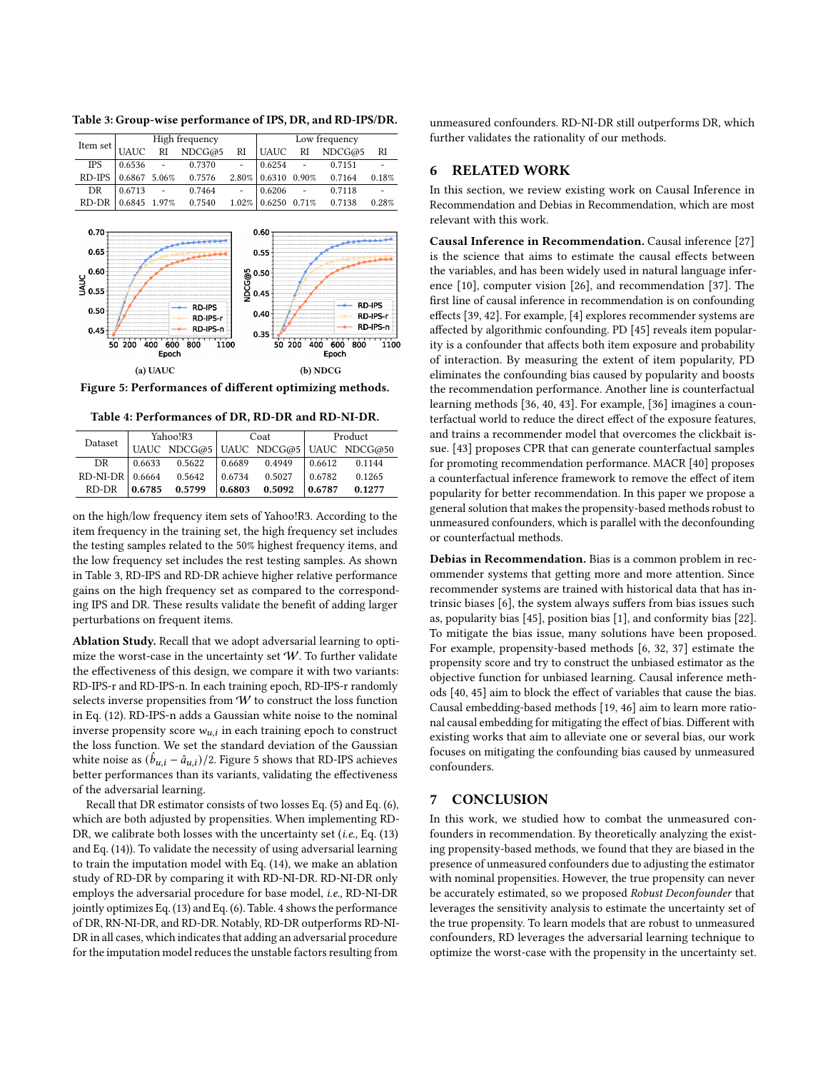**Table 3: Group-wise performance of IPS, DR, and RD-IPS/DR.**

| Item set | High frequency | | | | Low frequency | | | |
|---|---|---|---|---|---|---|---|---|
| | UAUC | RI | NDCG@5 | RI | UAUC | RI | NDCG@5 | RI |
| IPS | 0.6536 | - | 0.7370 | - | 0.6254 | - | 0.7151 | - |
| RD-IPS | 0.6867 | 5.06% | 0.7576 | 2.80% | 0.6310 | 0.90% | 0.7164 | 0.18% |
| DR | 0.6713 | - | 0.7464 | - | 0.6206 | - | 0.7118 | - |
| RD-DR | 0.6845 | 1.97% | 0.7540 | 1.02% | 0.6250 | 0.71% | 0.7138 | 0.28% |

(a) UAUC

(b) NDCG

Figure 5: Performances of different optimizing methods.

**Table 4: Performances of DR, RD-DR and RD-NI-DR.**

| Dataset | Yahoo!R3 | | Coat | | Product | |
|---|---|---|---|---|---|---|
| | UAUC | NDCG@5 | UAUC | NDCG@5 | UAUC | NDCG@50 |
| DR | 0.6633 | 0.5622 | 0.6689 | 0.4949 | 0.6612 | 0.1144 |
| RD-NI-DR | 0.6664 | 0.5642 | 0.6734 | 0.5027 | 0.6782 | 0.1265 |
| RD-DR | **0.6785** | **0.5799** | **0.6803** | **0.5092** | **0.6787** | **0.1277** |

on the high/low frequency item sets of Yahoo!R3. According to the item frequency in the training set, the high frequency set includes the testing samples related to the 50% highest frequency items, and the low frequency set includes the rest testing samples. As shown in Table 3, RD-IPS and RD-DR achieve higher relative performance gains on the high frequency set as compared to the corresponding IPS and DR. These results validate the benefit of adding larger perturbations on frequent items.

**Ablation Study.** Recall that we adopt adversarial learning to optimize the worst-case in the uncertainty set $\mathcal{W}$. To further validate the effectiveness of this design, we compare it with two variants: RD-IPS-r and RD-IPS-n. In each training epoch, RD-IPS-r randomly selects inverse propensities from $\mathcal{W}$ to construct the loss function in Eq. (12). RD-IPS-n adds a Gaussian white noise to the nominal inverse propensity score $w_{u,i}$ in each training epoch to construct the loss function. We set the standard deviation of the Gaussian white noise as $(\hat{b}_{u,i} - \hat{a}_{u,i})/2$. Figure 5 shows that RD-IPS achieves better performances than its variants, validating the effectiveness of the adversarial learning.

Recall that DR estimator consists of two losses Eq. (5) and Eq. (6), which are both adjusted by propensities. When implementing RD-DR, we calibrate both losses with the uncertainty set (*i.e.,* Eq. (13) and Eq. (14)). To validate the necessity of using adversarial learning to train the imputation model with Eq. (14), we make an ablation study of RD-DR by comparing it with RD-NI-DR. RD-NI-DR only employs the adversarial procedure for base model, *i.e.*, RD-NI-DR jointly optimizes Eq. (13) and Eq. (6). Table. 4 shows the performance of DR, RN-NI-DR, and RD-DR. Notably, RD-DR outperforms RD-NI-DR in all cases, which indicates that adding an adversarial procedure for the imputation model reduces the unstable factors resulting from unmeasured confounders. RD-NI-DR still outperforms DR, which further validates the rationality of our methods.

## 6 RELATED WORK

In this section, we review existing work on Causal Inference in Recommendation and Debias in Recommendation, which are most relevant with this work.

**Causal Inference in Recommendation.** Causal inference [27] is the science that aims to estimate the causal effects between the variables, and has been widely used in natural language inference [10], computer vision [26], and recommendation [37]. The first line of causal inference in recommendation is on confounding effects [39, 42]. For example, [4] explores recommender systems are affected by algorithmic confounding. PD [45] reveals item popularity is a confounder that affects both item exposure and probability of interaction. By measuring the extent of item popularity, PD eliminates the confounding bias caused by popularity and boosts the recommendation performance. Another line is counterfactual learning methods [36, 40, 43]. For example, [36] imagines a counterfactual world to reduce the direct effect of the exposure features, and trains a recommender model that overcomes the clickbait issue. [43] proposes CPR that can generate counterfactual samples for promoting recommendation performance. MACR [40] proposes a counterfactual inference framework to remove the effect of item popularity for better recommendation. In this paper we propose a general solution that makes the propensity-based methods robust to unmeasured confounders, which is parallel with the deconfounding or counterfactual methods.

**Debias in Recommendation.** Bias is a common problem in recommender systems that getting more and more attention. Since recommender systems are trained with historical data that has intrinsic biases [6], the system always suffers from bias issues such as, popularity bias [45], position bias [1], and conformity bias [22]. To mitigate the bias issue, many solutions have been proposed. For example, propensity-based methods [6, 32, 37] estimate the propensity score and try to construct the unbiased estimator as the objective function for unbiased learning. Causal inference methods [40, 45] aim to block the effect of variables that cause the bias. Causal embedding-based methods [19, 46] aim to learn more rational causal embedding for mitigating the effect of bias. Different with existing works that aim to alleviate one or several bias, our work focuses on mitigating the confounding bias caused by unmeasured confounders.

## 7 CONCLUSION

In this work, we studied how to combat the unmeasured confounders in recommendation. By theoretically analyzing the existing propensity-based methods, we found that they are biased in the presence of unmeasured confounders due to adjusting the estimator with nominal propensities. However, the true propensity can never be accurately estimated, so we proposed *Robust Deconfounder* that leverages the sensitivity analysis to estimate the uncertainty set of the true propensity. To learn models that are robust to unmeasured confounders, RD leverages the adversarial learning technique to optimize the worst-case with the propensity in the uncertainty set.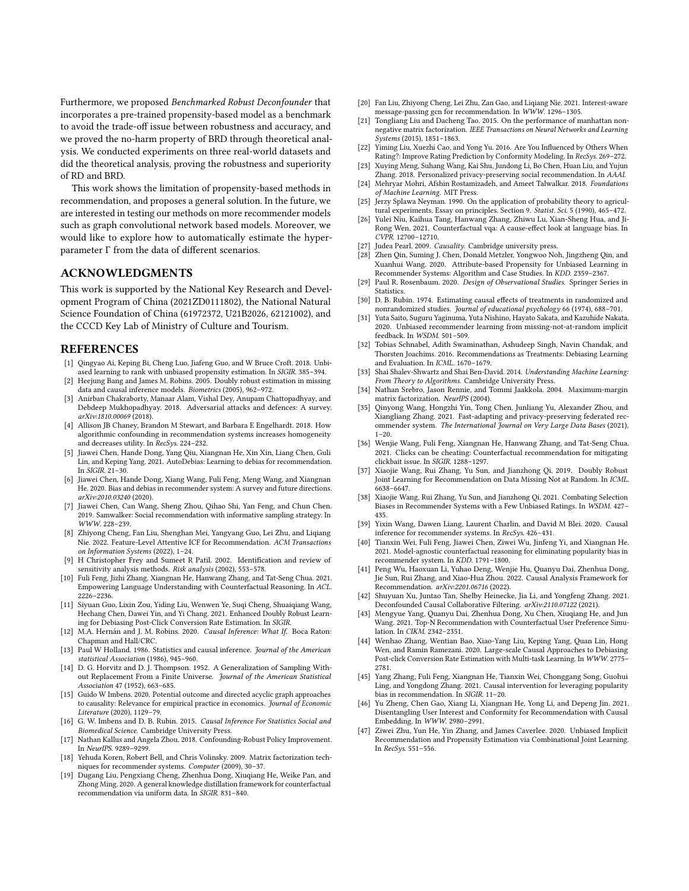Furthermore, we proposed *Benchmarked Robust Deconfounder* that incorporates a pre-trained propensity-based model as a benchmark to avoid the trade-off issue between robustness and accuracy, and we proved the no-harm property of BRD through theoretical analysis. We conducted experiments on three real-world datasets and did the theoretical analysis, proving the robustness and superiority of RD and BRD.

This work shows the limitation of propensity-based methods in recommendation, and proposes a general solution. In the future, we are interested in testing our methods on more recommender models such as graph convolutional network based models. Moreover, we would like to explore how to automatically estimate the hyper-parameter $\Gamma$ from the data of different scenarios.

## ACKNOWLEDGMENTS

This work is supported by the National Key Research and Development Program of China (2021ZD0111802), the National Natural Science Foundation of China (61972372, U21B2026, 62121002), and the CCCD Key Lab of Ministry of Culture and Tourism.

## REFERENCES

- [1] Qingyao Ai, Keping Bi, Cheng Luo, Jiafeng Guo, and W Bruce Croft. 2018. Unbiased learning to rank with unbiased propensity estimation. In *SIGIR*. 385–394.
- [2] Heejung Bang and James M. Robins. 2005. Doubly robust estimation in missing data and causal inference models. *Biometrics* (2005), 962–972.
- [3] Anirban Chakraborty, Manaar Alam, Vishal Dey, Anupam Chattopadhyay, and Debdeep Mukhopadhyay. 2018. Adversarial attacks and defences: A survey. *arXiv:1810.00069* (2018).
- [4] Allison JB Chaney, Brandon M Stewart, and Barbara E Engelhardt. 2018. How algorithmic confounding in recommendation systems increases homogeneity and decreases utility. In *RecSys*. 224–232.
- [5] Jiawei Chen, Hande Dong, Yang Qiu, Xiangnan He, Xin Xin, Liang Chen, Guli Lin, and Keping Yang. 2021. AutoDebias: Learning to debias for recommendation. In *SIGIR*. 21–30.
- [6] Jiawei Chen, Hande Dong, Xiang Wang, Fuli Feng, Meng Wang, and Xiangnan He. 2020. Bias and debias in recommender system: A survey and future directions. *arXiv:2010.03240* (2020).
- [7] Jiawei Chen, Can Wang, Sheng Zhou, Qihao Shi, Yan Feng, and Chun Chen. 2019. Samwalker: Social recommendation with informative sampling strategy. In *WWW*. 228–239.
- [8] Zhiyong Cheng, Fan Liu, Shenghan Mei, Yangyang Guo, Lei Zhu, and Liqiang Nie. 2022. Feature-Level Attentive ICF for Recommendation. *ACM Transactions on Information Systems* (2022), 1–24.
- [9] H Christopher Frey and Sumeet R Patil. 2002. Identification and review of sensitivity analysis methods. *Risk analysis* (2002), 553–578.
- [10] Fuli Feng, Jizhi Zhang, Xiangnan He, Hanwang Zhang, and Tat-Seng Chua. 2021. Empowering Language Understanding with Counterfactual Reasoning. In *ACL*. 2226–2236.
- [11] Siyuan Guo, Lixin Zou, Yiding Liu, Wenwen Ye, Suqi Cheng, Shuaiqiang Wang, Hechang Chen, Dawei Yin, and Yi Chang. 2021. Enhanced Doubly Robust Learning for Debiasing Post-Click Conversion Rate Estimation. In *SIGIR*.
- [12] M.A. Hernán and J. M. Robins. 2020. *Causal Inference: What If*. Boca Raton: Chapman and Hall/CRC.
- [13] Paul W Holland. 1986. Statistics and causal inference. *Journal of the American statistical Association* (1986), 945–960.
- [14] D. G. Horvitz and D. J. Thompson. 1952. A Generalization of Sampling Without Replacement From a Finite Universe. *Journal of the American Statistical Association* 47 (1952), 663–685.
- [15] Guido W Imbens. 2020. Potential outcome and directed acyclic graph approaches to causality: Relevance for empirical practice in economics. *Journal of Economic Literature* (2020), 1129–79.
- [16] G. W. Imbens and D. B. Rubin. 2015. *Causal Inference For Statistics Social and Biomedical Science*. Cambridge University Press.
- [17] Nathan Kallus and Angela Zhou. 2018. Confounding-Robust Policy Improvement. In *NeurIPS*. 9289–9299.
- [18] Yehuda Koren, Robert Bell, and Chris Volinsky. 2009. Matrix factorization techniques for recommender systems. *Computer* (2009), 30–37.
- [19] Dugang Liu, Pengxiang Cheng, Zhenhua Dong, Xiuqiang He, Weike Pan, and Zhong Ming. 2020. A general knowledge distillation framework for counterfactual recommendation via uniform data. In *SIGIR*. 831–840.
- [20] Fan Liu, Zhiyong Cheng, Lei Zhu, Zan Gao, and Liqiang Nie. 2021. Interest-aware message-passing gcn for recommendation. In *WWW*. 1296–1305.
- [21] Tongliang Liu and Dacheng Tao. 2015. On the performance of manhattan nonnegative matrix factorization. *IEEE Transactions on Neural Networks and Learning Systems* (2015), 1851–1863.
- [22] Yiming Liu, Xuezhi Cao, and Yong Yu. 2016. Are You Influenced by Others When Rating?: Improve Rating Prediction by Conformity Modeling. In *RecSys*. 269–272.
- [23] Xuying Meng, Suhang Wang, Kai Shu, Jundong Li, Bo Chen, Huan Liu, and Yujun Zhang. 2018. Personalized privacy-preserving social recommendation. In *AAAI*.
- [24] Mehryar Mohri, Afshin Rostamizadeh, and Ameet Talwalkar. 2018. *Foundations of Machine Learning*. MIT Press.
- [25] Jerzy Splawa Neyman. 1990. On the application of probability theory to agricultural experiments. Essay on principles. Section 9. *Statist. Sci.* 5 (1990), 465–472.
- [26] Yulei Niu, Kaihua Tang, Hanwang Zhang, Zhiwu Lu, Xian-Sheng Hua, and Ji-Rong Wen. 2021. Counterfactual vqa: A cause-effect look at language bias. In *CVPR*. 12700–12710.
- [27] Judea Pearl. 2009. *Causality*. Cambridge university press.
- [28] Zhen Qin, Suming J. Chen, Donald Metzler, Yongwoo Noh, Jingzheng Qin, and Xuanhui Wang. 2020. Attribute-based Propensity for Unbiased Learning in Recommender Systems: Algorithm and Case Studies. In *KDD*. 2359–2367.
- [29] Paul R. Rosenbaum. 2020. *Design of Observational Studies*. Springer Series in Statistics.
- [30] D. B. Rubin. 1974. Estimating causal effects of treatments in randomized and nonrandomized studies. *Journal of educational psychology* 66 (1974), 688–701.
- [31] Yuta Saito, Suguru Yaginuma, Yuta Nishino, Hayato Sakata, and Kazuhide Nakata. 2020. Unbiased recommender learning from missing-not-at-random implicit feedback. In *WSDM*. 501–509.
- [32] Tobias Schnabel, Adith Swaminathan, Ashudeep Singh, Navin Chandak, and Thorsten Joachims. 2016. Recommendations as Treatments: Debiasing Learning and Evaluation. In *ICML*. 1670–1679.
- [33] Shai Shalev-Shwartz and Shai Ben-David. 2014. *Understanding Machine Learning: From Theory to Algorithms*. Cambridge University Press.
- [34] Nathan Srebro, Jason Rennie, and Tommi Jaakkola. 2004. Maximum-margin matrix factorization. *NeurIPS* (2004).
- [35] Qinyong Wang, Hongzhi Yin, Tong Chen, Junliang Yu, Alexander Zhou, and Xiangliang Zhang. 2021. Fast-adapting and privacy-preserving federated recommender system. *The International Journal on Very Large Data Bases* (2021), 1–20.
- [36] Wenjie Wang, Fuli Feng, Xiangnan He, Hanwang Zhang, and Tat-Seng Chua. 2021. Clicks can be cheating: Counterfactual recommendation for mitigating clickbait issue. In *SIGIR*. 1288–1297.
- [37] Xiaojie Wang, Rui Zhang, Yu Sun, and Jianzhong Qi. 2019. Doubly Robust Joint Learning for Recommendation on Data Missing Not at Random. In *ICML*. 6638–6647.
- [38] Xiaojie Wang, Rui Zhang, Yu Sun, and Jianzhong Qi. 2021. Combating Selection Biases in Recommender Systems with a Few Unbiased Ratings. In *WSDM*. 427–435.
- [39] Yixin Wang, Dawen Liang, Laurent Charlin, and David M Blei. 2020. Causal inference for recommender systems. In *RecSys*. 426–431.
- [40] Tianxin Wei, Fuli Feng, Jiawei Chen, Ziwei Wu, Jinfeng Yi, and Xiangnan He. 2021. Model-agnostic counterfactual reasoning for eliminating popularity bias in recommender system. In *KDD*. 1791–1800.
- [41] Peng Wu, Haoxuan Li, Yuhao Deng, Wenjie Hu, Quanyu Dai, Zhenhua Dong, Jie Sun, Rui Zhang, and Xiao-Hua Zhou. 2022. Causal Analysis Framework for Recommendation. *arXiv:2201.06716* (2022).
- [42] Shuyuan Xu, Juntao Tan, Shelby Heinecke, Jia Li, and Yongfeng Zhang. 2021. Deconfounded Causal Collaborative Filtering. *arXiv:2110.07122* (2021).
- [43] Mengyue Yang, Quanyu Dai, Zhenhua Dong, Xu Chen, Xiuqiang He, and Jun Wang. 2021. Top-N Recommendation with Counterfactual User Preference Simulation. In *CIKM*. 2342–2351.
- [44] Wenhao Zhang, Wentian Bao, Xiao-Yang Liu, Keping Yang, Quan Lin, Hong Wen, and Ramin Ramezani. 2020. Large-scale Causal Approaches to Debiasing Post-click Conversion Rate Estimation with Multi-task Learning. In *WWW*. 2775–2781.
- [45] Yang Zhang, Fuli Feng, Xiangnan He, Tianxin Wei, Chonggang Song, Guohui Ling, and Yongdong Zhang. 2021. Causal intervention for leveraging popularity bias in recommendation. In *SIGIR*. 11–20.
- [46] Yu Zheng, Chen Gao, Xiang Li, Xiangnan He, Yong Li, and Depeng Jin. 2021. Disentangling User Interest and Conformity for Recommendation with Causal Embedding. In *WWW*. 2980–2991.
- [47] Ziwei Zhu, Yun He, Yin Zhang, and James Caverlee. 2020. Unbiased Implicit Recommendation and Propensity Estimation via Combinational Joint Learning. In *RecSys*. 551–556.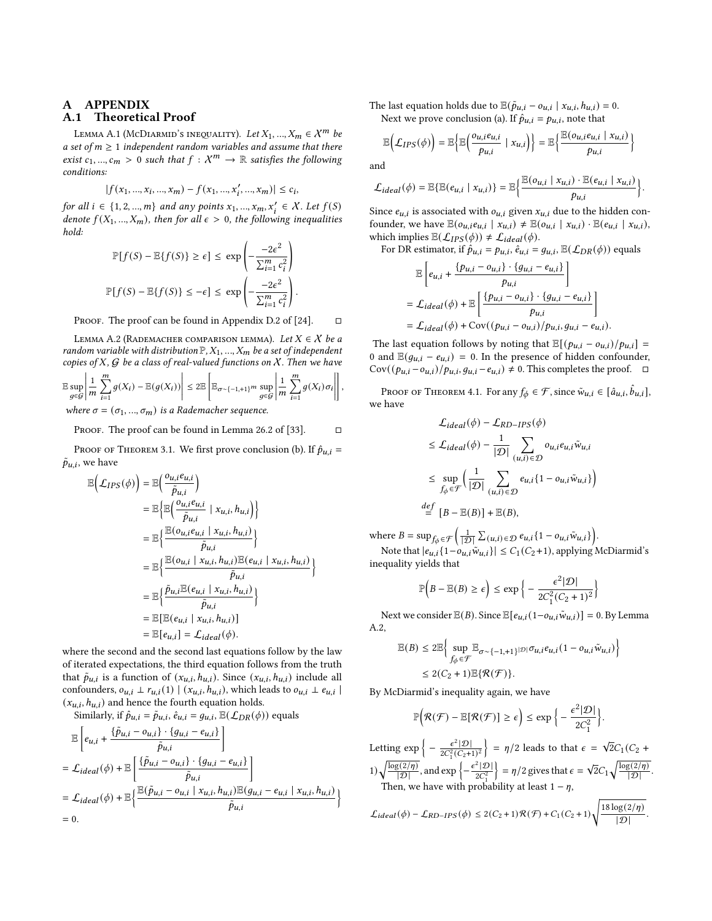# A APPENDIX

## A.1 Theoretical Proof

Lemma A.1 (McDiarmid's inequality). *Let $X_1, ..., X_m \in \mathcal{X}^m$ be a set of $m \geq 1$ independent random variables and assume that there exist $c_1, ..., c_m > 0$ such that $f : \mathcal{X}^m \to \mathbb{R}$ satisfies the following conditions:*

$$|f(x_1, ..., x_i, ..., x_m) - f(x_1, ..., x_i', ..., x_m)| \leq c_i,$$

*for all $i \in \{1, 2, ..., m\}$ and any points $x_1, ..., x_m, x_i' \in \mathcal{X}$. Let $f(S)$ denote $f(X_1, ..., X_m)$, then for all $\epsilon > 0$, the following inequalities hold:*

$$\mathbb{P}[f(S) - \mathbb{E}\{f(S)\} \geq \epsilon] \leq \exp\left(\frac{-2\epsilon^2}{\sum_{i=1}^m c_i^2}\right)$$

$$\mathbb{P}[f(S) - \mathbb{E}\{f(S)\} \leq -\epsilon] \leq \exp\left(\frac{-2\epsilon^2}{\sum_{i=1}^m c_i^2}\right).$$

Proof. The proof can be found in Appendix D.2 of [24]. □

Lemma A.2 (Rademacher comparison lemma). *Let $X \in \mathcal{X}$ be a random variable with distribution $\mathbb{P}$, $X_1, ..., X_m$ be a set of independent copies of $X$, $\mathcal{G}$ be a class of real-valued functions on $\mathcal{X}$. Then we have*

$$\mathbb{E}\sup_{g\in\mathcal{G}}\left|\frac{1}{m}\sum_{i=1}^m g(X_i) - \mathbb{E}(g(X_i))\right| \leq 2\mathbb{E}\left[\mathbb{E}_{\sigma\sim\{-1,+1\}^m}\sup_{g\in\mathcal{G}}\left|\frac{1}{m}\sum_{i=1}^m g(X_i)\sigma_i\right|\right],$$

*where $\sigma = (\sigma_1, ..., \sigma_m)$ is a Rademacher sequence.*

Proof. The proof can be found in Lemma 26.2 of [33]. □

Proof of Theorem 3.1. We first prove conclusion (b). If $\hat{p}_{u,i} = \tilde{p}_{u,i}$, we have

$$\begin{aligned}
\mathbb{E}\Big(\mathcal{L}_{IPS}(\phi)\Big) &= \mathbb{E}\Big(\frac{o_{u,i}e_{u,i}}{\tilde{p}_{u,i}}\Big) \\
&= \mathbb{E}\Big\{\mathbb{E}\Big(\frac{o_{u,i}e_{u,i}}{\tilde{p}_{u,i}} \mid x_{u,i}, h_{u,i}\Big)\Big\} \\
&= \mathbb{E}\Big\{\frac{\mathbb{E}(o_{u,i}e_{u,i} \mid x_{u,i}, h_{u,i})}{\tilde{p}_{u,i}}\Big\} \\
&= \mathbb{E}\Big\{\frac{\mathbb{E}(o_{u,i} \mid x_{u,i}, h_{u,i})\mathbb{E}(e_{u,i} \mid x_{u,i}, h_{u,i})}{\tilde{p}_{u,i}}\Big\} \\
&= \mathbb{E}\Big\{\frac{\tilde{p}_{u,i}\mathbb{E}(e_{u,i} \mid x_{u,i}, h_{u,i})}{\tilde{p}_{u,i}}\Big\} \\
&= \mathbb{E}[\mathbb{E}(e_{u,i} \mid x_{u,i}, h_{u,i})] \\
&= \mathbb{E}[e_{u,i}] = \mathcal{L}_{ideal}(\phi).
\end{aligned}$$

where the second and the second last equations follow by the law of iterated expectations, the third equation follows from the truth that $\tilde{p}_{u,i}$ is a function of $(x_{u,i}, h_{u,i})$. Since $(x_{u,i}, h_{u,i})$ include all confounders, $o_{u,i} \perp r_{u,i}(1) \mid (x_{u,i}, h_{u,i})$, which leads to $o_{u,i} \perp e_{u,i} \mid (x_{u,i}, h_{u,i})$ and hence the fourth equation holds.

Similarly, if $\hat{p}_{u,i} = \tilde{p}_{u,i}$, $\hat{e}_{u,i} = g_{u,i}$, $\mathbb{E}(\mathcal{L}_{DR}(\phi))$ equals

$$\begin{aligned}
&\mathbb{E}\left[e_{u,i} + \frac{\{\tilde{p}_{u,i} - o_{u,i}\} \cdot \{g_{u,i} - e_{u,i}\}}{\tilde{p}_{u,i}}\right] \\
&= \mathcal{L}_{ideal}(\phi) + \mathbb{E}\left[\frac{\{\tilde{p}_{u,i} - o_{u,i}\} \cdot \{g_{u,i} - e_{u,i}\}}{\tilde{p}_{u,i}}\right] \\
&= \mathcal{L}_{ideal}(\phi) + \mathbb{E}\Big\{\frac{\mathbb{E}(\tilde{p}_{u,i} - o_{u,i} \mid x_{u,i}, h_{u,i})\mathbb{E}(g_{u,i} - e_{u,i} \mid x_{u,i}, h_{u,i})}{\tilde{p}_{u,i}}\Big\} \\
&= 0.
\end{aligned}$$

The last equation holds due to $\mathbb{E}(\tilde{p}_{u,i} - o_{u,i} \mid x_{u,i}, h_{u,i}) = 0$.

Next we prove conclusion (a). If $\hat{p}_{u,i} = p_{u,i}$, note that

$$\mathbb{E}\Big(\mathcal{L}_{IPS}(\phi)\Big) = \mathbb{E}\Big\{\mathbb{E}\Big(\frac{o_{u,i}e_{u,i}}{p_{u,i}} \mid x_{u,i}\Big)\Big\} = \mathbb{E}\Big\{\frac{\mathbb{E}(o_{u,i}e_{u,i} \mid x_{u,i})}{p_{u,i}}\Big\}$$

and

$$\mathcal{L}_{ideal}(\phi) = \mathbb{E}\{\mathbb{E}(e_{u,i} \mid x_{u,i})\} = \mathbb{E}\Big\{\frac{\mathbb{E}(o_{u,i} \mid x_{u,i}) \cdot \mathbb{E}(e_{u,i} \mid x_{u,i})}{p_{u,i}}\Big\}.$$

Since $e_{u,i}$ is associated with $o_{u,i}$ given $x_{u,i}$ due to the hidden confounder, we have $\mathbb{E}(o_{u,i}e_{u,i} \mid x_{u,i}) \neq \mathbb{E}(o_{u,i} \mid x_{u,i}) \cdot \mathbb{E}(e_{u,i} \mid x_{u,i})$, which implies $\mathbb{E}(\mathcal{L}_{IPS}(\phi)) \neq \mathcal{L}_{ideal}(\phi)$.

For DR estimator, if $\hat{p}_{u,i} = p_{u,i}$, $\hat{e}_{u,i} = g_{u,i}$, $\mathbb{E}(\mathcal{L}_{DR}(\phi))$ equals

$$\begin{aligned}
&\mathbb{E}\left[e_{u,i} + \frac{\{p_{u,i} - o_{u,i}\} \cdot \{g_{u,i} - e_{u,i}\}}{p_{u,i}}\right] \\
&= \mathcal{L}_{ideal}(\phi) + \mathbb{E}\left[\frac{\{p_{u,i} - o_{u,i}\} \cdot \{g_{u,i} - e_{u,i}\}}{p_{u,i}}\right] \\
&= \mathcal{L}_{ideal}(\phi) + \mathrm{Cov}((p_{u,i} - o_{u,i})/p_{u,i}, g_{u,i} - e_{u,i}).
\end{aligned}$$

The last equation follows by noting that $\mathbb{E}[(p_{u,i} - o_{u,i})/p_{u,i}] = 0$ and $\mathbb{E}(g_{u,i} - e_{u,i}) = 0$. In the presence of hidden confounder, $\mathrm{Cov}((p_{u,i} - o_{u,i})/p_{u,i}, g_{u,i} - e_{u,i}) \neq 0$. This completes the proof. □

Proof of Theorem 4.1. For any $f_\phi \in \mathcal{F}$, since $\tilde{w}_{u,i} \in [\hat{a}_{u,i}, \hat{b}_{u,i}]$, we have

$$\begin{aligned}
&\mathcal{L}_{ideal}(\phi) - \mathcal{L}_{RD-IPS}(\phi) \\
&\leq \mathcal{L}_{ideal}(\phi) - \frac{1}{|\mathcal{D}|}\sum_{(u,i)\in\mathcal{D}} o_{u,i}e_{u,i}\tilde{w}_{u,i} \\
&\leq \sup_{f_\phi\in\mathcal{F}}\Big(\frac{1}{|\mathcal{D}|}\sum_{(u,i)\in\mathcal{D}} e_{u,i}\{1 - o_{u,i}\tilde{w}_{u,i}\}\Big) \\
&\overset{def}{=} [B - \mathbb{E}(B)] + \mathbb{E}(B),
\end{aligned}$$

where $B = \sup_{f_\phi\in\mathcal{F}}\Big(\frac{1}{|\mathcal{D}|}\sum_{(u,i)\in\mathcal{D}} e_{u,i}\{1 - o_{u,i}\tilde{w}_{u,i}\}\Big)$.

Note that $|e_{u,i}\{1 - o_{u,i}\tilde{w}_{u,i}\}| \leq C_1(C_2+1)$, applying McDiarmid's inequality yields that

$$\mathbb{P}\Big(B - \mathbb{E}(B) \geq \epsilon\Big) \leq \exp\Big\{-\frac{\epsilon^2|\mathcal{D}|}{2C_1^2(C_2+1)^2}\Big\}$$

Next we consider $\mathbb{E}(B)$. Since $\mathbb{E}[e_{u,i}(1 - o_{u,i}\tilde{w}_{u,i})] = 0$. By Lemma A.2,

$$\begin{aligned}
\mathbb{E}(B) &\leq 2\mathbb{E}\Big\{\sup_{f_\phi\in\mathcal{F}}\mathbb{E}_{\sigma\sim\{-1,+1\}^{|\mathcal{D}|}}\sigma_{u,i}e_{u,i}(1 - o_{u,i}\tilde{w}_{u,i})\Big\} \\
&\leq 2(C_2+1)\mathbb{E}\{\mathcal{R}(\mathcal{F})\}.
\end{aligned}$$

By McDiarmid's inequality again, we have

$$\mathbb{P}\Big(\mathcal{R}(\mathcal{F}) - \mathbb{E}[\mathcal{R}(\mathcal{F})] \geq \epsilon\Big) \leq \exp\Big\{-\frac{\epsilon^2|\mathcal{D}|}{2C_1^2}\Big\}.$$

Letting $\exp\Big\{-\frac{\epsilon^2|\mathcal{D}|}{2C_1^2(C_2+1)^2}\Big\} = \eta/2$ leads to that $\epsilon = \sqrt{2}C_1(C_2+1)\sqrt{\frac{\log(2/\eta)}{|\mathcal{D}|}}$, and $\exp\Big\{-\frac{\epsilon^2|\mathcal{D}|}{2C_1^2}\Big\} = \eta/2$ gives that $\epsilon = \sqrt{2}C_1\sqrt{\frac{\log(2/\eta)}{|\mathcal{D}|}}$.

Then, we have with probability at least $1 - \eta$,

$$\mathcal{L}_{ideal}(\phi) - \mathcal{L}_{RD-IPS}(\phi) \leq 2(C_2+1)\mathcal{R}(\mathcal{F}) + C_1(C_2+1)\sqrt{\frac{18\log(2/\eta)}{|\mathcal{D}|}}.$$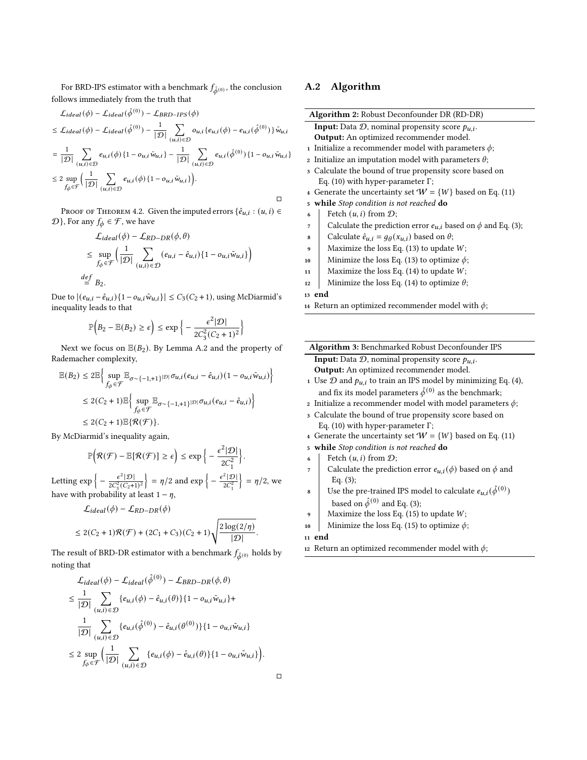For BRD-IPS estimator with a benchmark $f_{\hat{\phi}^{(0)}}$, the conclusion follows immediately from the truth that

$$
\begin{aligned}
&\mathcal{L}_{ideal}(\phi) - \mathcal{L}_{ideal}(\hat{\phi}^{(0)}) - \mathcal{L}_{BRD-IPS}(\phi) \\
&\le \mathcal{L}_{ideal}(\phi) - \mathcal{L}_{ideal}(\hat{\phi}^{(0)}) - \frac{1}{|\mathcal{D}|}\sum_{(u,i)\in\mathcal{D}} o_{u,i}\{e_{u,i}(\phi) - e_{u,i}(\hat{\phi}^{(0)})\}\tilde{w}_{u,i} \\
&= \frac{1}{|\mathcal{D}|}\sum_{(u,i)\in\mathcal{D}} e_{u,i}(\phi)\{1 - o_{u,i}\tilde{w}_{u,i}\} - \frac{1}{|\mathcal{D}|}\sum_{(u,i)\in\mathcal{D}} e_{u,i}(\hat{\phi}^{(0)})\{1 - o_{u,i}\tilde{w}_{u,i}\} \\
&\le 2\sup_{f_\phi\in\mathcal{F}}\Big(\frac{1}{|\mathcal{D}|}\sum_{(u,i)\in\mathcal{D}} e_{u,i}(\phi)\{1 - o_{u,i}\tilde{w}_{u,i}\}\Big).
\end{aligned}
$$

□

Proof of Theorem 4.2. Given the imputed errors $\{\hat{e}_{u,i} : (u,i) \in \mathcal{D}\}$, For any $f_\phi \in \mathcal{F}$, we have

$$
\begin{aligned}
&\mathcal{L}_{ideal}(\phi) - \mathcal{L}_{RD-DR}(\phi, \theta) \\
&\le \sup_{f_\phi\in\mathcal{F}}\Big(\frac{1}{|\mathcal{D}|}\sum_{(u,i)\in\mathcal{D}} (e_{u,i} - \hat{e}_{u,i})\{1 - o_{u,i}\tilde{w}_{u,i}\}\Big) \\
&\overset{def}{=} B_2.
\end{aligned}
$$

Due to $|(e_{u,i} - \hat{e}_{u,i})\{1 - o_{u,i}\tilde{w}_{u,i}\}| \le C_3(C_2+1)$, using McDiarmid's inequality leads to that

$$
\mathbb{P}\Big(B_2 - \mathbb{E}(B_2) \ge \epsilon\Big) \le \exp\Big\{-\frac{\epsilon^2|\mathcal{D}|}{2C_3^2(C_2+1)^2}\Big\}
$$

Next we focus on $\mathbb{E}(B_2)$. By Lemma A.2 and the property of Rademacher complexity,

$$
\begin{aligned}
\mathbb{E}(B_2) &\le 2\mathbb{E}\Big\{\sup_{f_\phi\in\mathcal{F}}\mathbb{E}_{\sigma\sim\{-1,+1\}^{|\mathcal{D}|}}\sigma_{u,i}(e_{u,i} - \hat{e}_{u,i})(1 - o_{u,i}\tilde{w}_{u,i})\Big\} \\
&\le 2(C_2+1)\mathbb{E}\Big\{\sup_{f_\phi\in\mathcal{F}}\mathbb{E}_{\sigma\sim\{-1,+1\}^{|\mathcal{D}|}}\sigma_{u,i}(e_{u,i} - \hat{e}_{u,i})\Big\} \\
&\le 2(C_2+1)\mathbb{E}\{\mathcal{R}(\mathcal{F})\}.
\end{aligned}
$$

By McDiarmid's inequality again,

$$
\mathbb{P}\Big(\mathcal{R}(\mathcal{F}) - \mathbb{E}[\mathcal{R}(\mathcal{F})] \ge \epsilon\Big) \le \exp\Big\{-\frac{\epsilon^2|\mathcal{D}|}{2C_1^2}\Big\}.
$$

Letting $\exp\Big\{-\frac{\epsilon^2|\mathcal{D}|}{2C_3^2(C_2+1)^2}\Big\} = \eta/2$ and $\exp\Big\{-\frac{\epsilon^2|\mathcal{D}|}{2C_1^2}\Big\} = \eta/2$, we have with probability at least $1-\eta$,

$$
\begin{aligned}
&\mathcal{L}_{ideal}(\phi) - \mathcal{L}_{RD-DR}(\phi) \\
&\le 2(C_2+1)\mathcal{R}(\mathcal{F}) + (2C_1 + C_3)(C_2+1)\sqrt{\frac{2\log(2/\eta)}{|\mathcal{D}|}}.
\end{aligned}
$$

The result of BRD-DR estimator with a benchmark $f_{\hat{\phi}^{(0)}}$ holds by noting that

$$
\begin{aligned}
&\mathcal{L}_{ideal}(\phi) - \mathcal{L}_{ideal}(\hat{\phi}^{(0)}) - \mathcal{L}_{BRD-DR}(\phi, \theta) \\
&\le \frac{1}{|\mathcal{D}|}\sum_{(u,i)\in\mathcal{D}}\{e_{u,i}(\phi) - \hat{e}_{u,i}(\theta)\}\{1 - o_{u,i}\tilde{w}_{u,i}\} + \\
&\quad \frac{1}{|\mathcal{D}|}\sum_{(u,i)\in\mathcal{D}}\{e_{u,i}(\hat{\phi}^{(0)}) - \hat{e}_{u,i}(\theta^{(0)})\}\{1 - o_{u,i}\tilde{w}_{u,i}\} \\
&\le 2\sup_{f_\phi\in\mathcal{F}}\Big(\frac{1}{|\mathcal{D}|}\sum_{(u,i)\in\mathcal{D}}\{e_{u,i}(\phi) - \hat{e}_{u,i}(\theta)\}\{1 - o_{u,i}\tilde{w}_{u,i}\}\Big).
\end{aligned}
$$

□

## A.2 Algorithm

**Algorithm 2:** Robust Deconfounder DR (RD-DR)

**Input:** Data $\mathcal{D}$, nominal propensity score $p_{u,i}$.
**Output:** An optimized recommender model.

1. Initialize a recommender model with parameters $\phi$;
2. Initialize an imputation model with parameters $\theta$;
3. Calculate the bound of true propensity score based on Eq. (10) with hyper-parameter $\Gamma$;
4. Generate the uncertainty set $\mathcal{W} = \{W\}$ based on Eq. (11)
5. **while** *Stop condition is not reached* **do**
6. &nbsp;&nbsp;&nbsp;&nbsp;Fetch $(u,i)$ from $\mathcal{D}$;
7. &nbsp;&nbsp;&nbsp;&nbsp;Calculate the prediction error $e_{u,i}$ based on $\phi$ and Eq. (3);
8. &nbsp;&nbsp;&nbsp;&nbsp;Calculate $\hat{e}_{u,i} = g_\theta(x_{u,i})$ based on $\theta$;
9. &nbsp;&nbsp;&nbsp;&nbsp;Maximize the loss Eq. (13) to update $W$;
10. &nbsp;&nbsp;&nbsp;&nbsp;Minimize the loss Eq. (13) to optimize $\phi$;
11. &nbsp;&nbsp;&nbsp;&nbsp;Maximize the loss Eq. (14) to update $W$;
12. &nbsp;&nbsp;&nbsp;&nbsp;Minimize the loss Eq. (14) to optimize $\theta$;
13. **end**
14. Return an optimized recommender model with $\phi$;

**Algorithm 3:** Benchmarked Robust Deconfounder IPS

**Input:** Data $\mathcal{D}$, nominal propensity score $p_{u,i}$.
**Output:** An optimized recommender model.

1. Use $\mathcal{D}$ and $p_{u,i}$ to train an IPS model by minimizing Eq. (4), and fix its model parameters $\hat{\phi}^{(0)}$ as the benchmark;
2. Initialize a recommender model with model parameters $\phi$;
3. Calculate the bound of true propensity score based on Eq. (10) with hyper-parameter $\Gamma$;
4. Generate the uncertainty set $\mathcal{W} = \{W\}$ based on Eq. (11)
5. **while** *Stop condition is not reached* **do**
6. &nbsp;&nbsp;&nbsp;&nbsp;Fetch $(u,i)$ from $\mathcal{D}$;
7. &nbsp;&nbsp;&nbsp;&nbsp;Calculate the prediction error $e_{u,i}(\phi)$ based on $\phi$ and Eq. (3);
8. &nbsp;&nbsp;&nbsp;&nbsp;Use the pre-trained IPS model to calculate $e_{u,i}(\hat{\phi}^{(0)})$ based on $\hat{\phi}^{(0)}$ and Eq. (3);
9. &nbsp;&nbsp;&nbsp;&nbsp;Maximize the loss Eq. (15) to update $W$;
10. &nbsp;&nbsp;&nbsp;&nbsp;Minimize the loss Eq. (15) to optimize $\phi$;
11. **end**
12. Return an optimized recommender model with $\phi$;